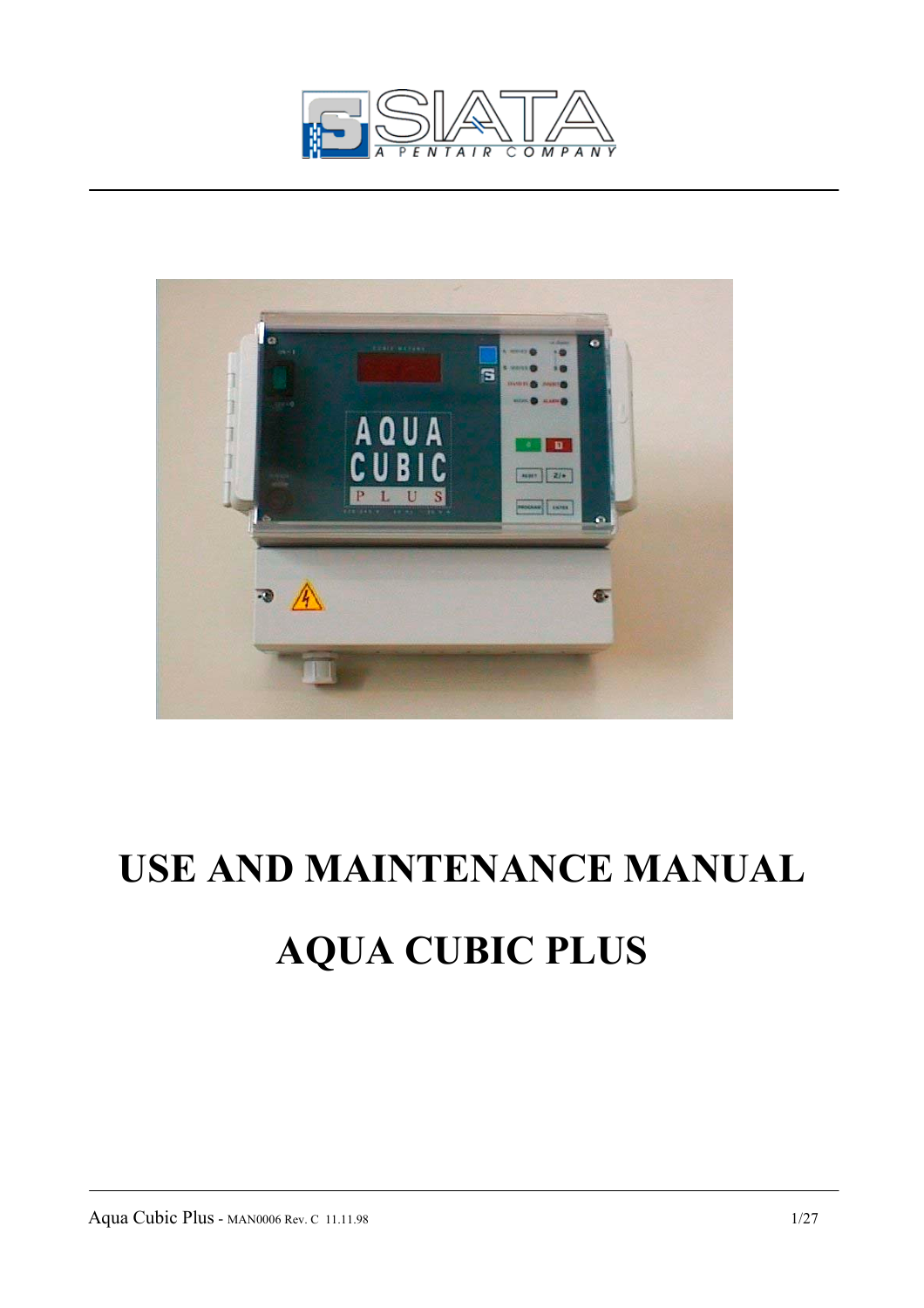SIATA

A PENTAIR COMPANY

# USE AND MAINTENANCE MANUAL

# AQUA CUBIC PLUS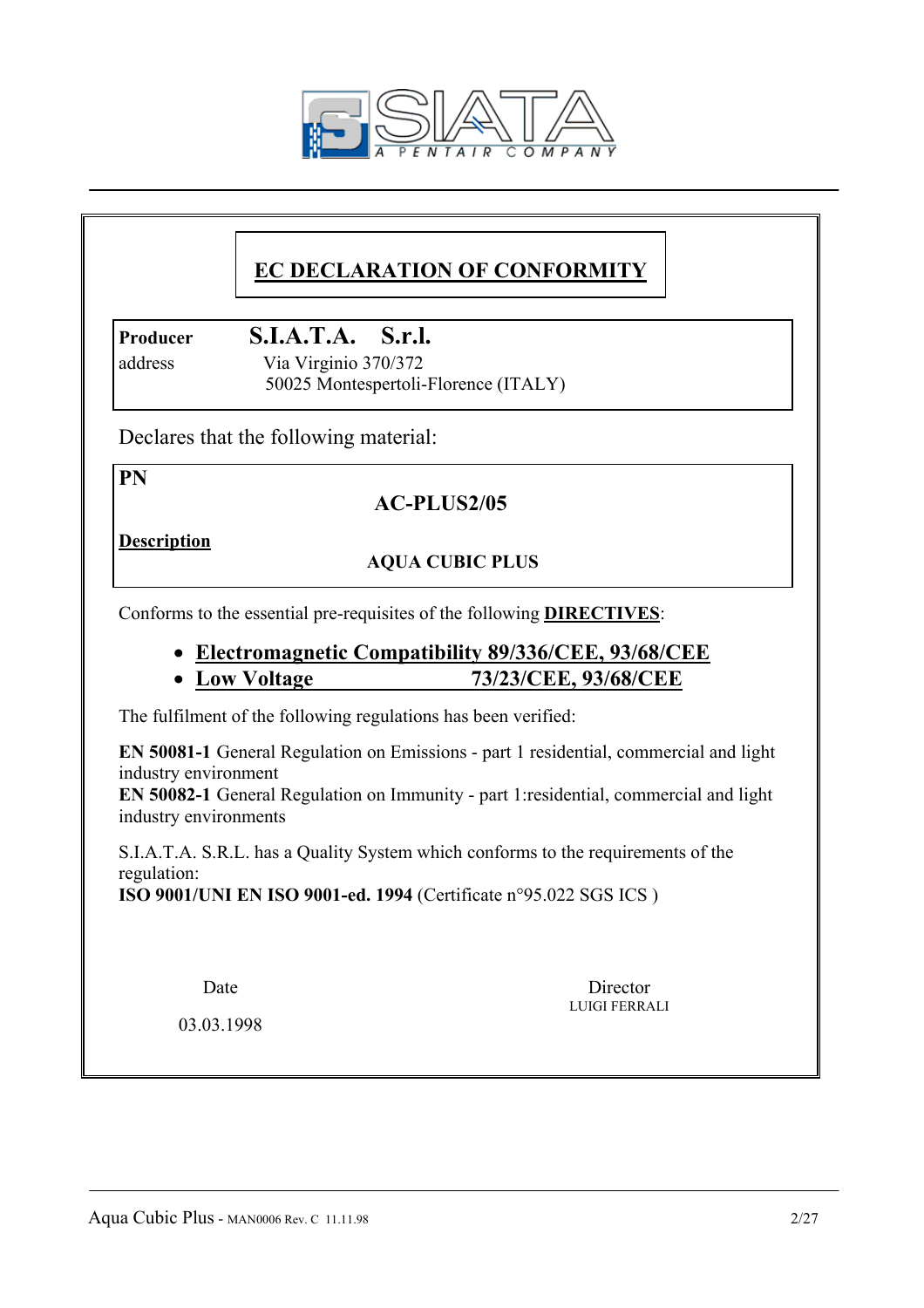SIATA
A PENTAIR COMPANY

# EC DECLARATION OF CONFORMITY

**Producer** **S.I.A.T.A. S.r.l.**

address Via Virginio 370/372
50025 Montespertoli-Florence (ITALY)

Declares that the following material:

**PN**

**AC-PLUS2/05**

**Description**

**AQUA CUBIC PLUS**

Conforms to the essential pre-requisites of the following **DIRECTIVES**:

- **Electromagnetic Compatibility 89/336/CEE, 93/68/CEE**
- **Low Voltage 73/23/CEE, 93/68/CEE**

The fulfilment of the following regulations has been verified:

**EN 50081-1** General Regulation on Emissions - part 1 residential, commercial and light industry environment
**EN 50082-1** General Regulation on Immunity - part 1:residential, commercial and light industry environments

S.I.A.T.A. S.R.L. has a Quality System which conforms to the requirements of the regulation:
**ISO 9001/UNI EN ISO 9001-ed. 1994** (Certificate n°95.022 SGS ICS )

Date
03.03.1998

Director
LUIGI FERRALI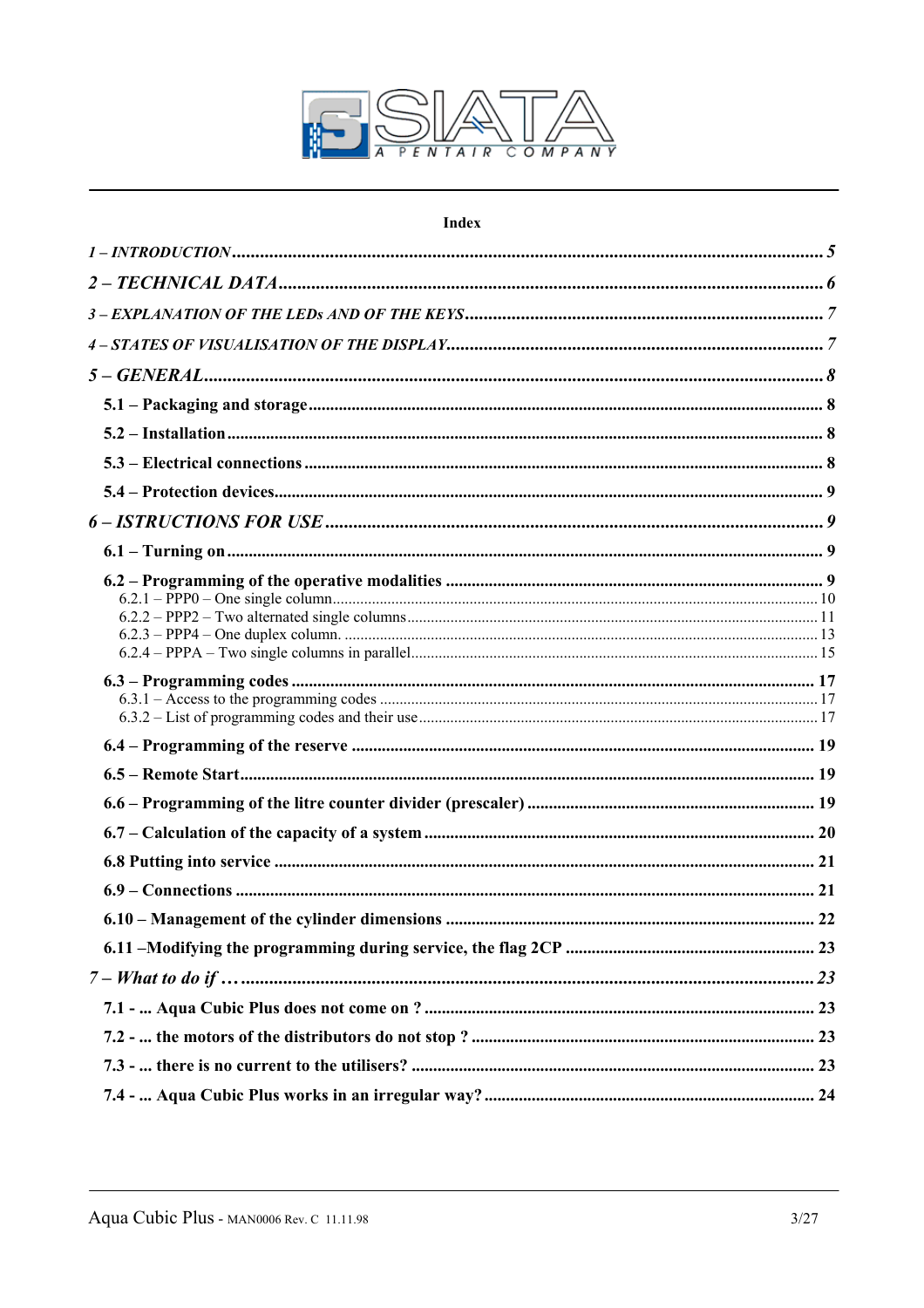SIATA — A PENTAIR COMPANY

## Index

*1 – INTRODUCTION* ........ 5

*2 – TECHNICAL DATA* ........ 6

*3 – EXPLANATION OF THE LEDs AND OF THE KEYS* ........ 7

*4 – STATES OF VISUALISATION OF THE DISPLAY* ........ 7

*5 – GENERAL* ........ 8

**5.1 – Packaging and storage** ........ 8

**5.2 – Installation** ........ 8

**5.3 – Electrical connections** ........ 8

**5.4 – Protection devices** ........ 9

*6 – ISTRUCTIONS FOR USE* ........ 9

**6.1 – Turning on** ........ 9

**6.2 – Programming of the operative modalities** ........ 9

6.2.1 – PPP0 – One single column ........ 10

6.2.2 – PPP2 – Two alternated single columns ........ 11

6.2.3 – PPP4 – One duplex column. ........ 13

6.2.4 – PPPA – Two single columns in parallel ........ 15

**6.3 – Programming codes** ........ 17

6.3.1 – Access to the programming codes ........ 17

6.3.2 – List of programming codes and their use ........ 17

**6.4 – Programming of the reserve** ........ 19

**6.5 – Remote Start** ........ 19

**6.6 – Programming of the litre counter divider (prescaler)** ........ 19

**6.7 – Calculation of the capacity of a system** ........ 20

**6.8 Putting into service** ........ 21

**6.9 – Connections** ........ 21

**6.10 – Management of the cylinder dimensions** ........ 22

**6.11 –Modifying the programming during service, the flag 2CP** ........ 23

*7 – What to do if …* ........ 23

**7.1 - ... Aqua Cubic Plus does not come on ?** ........ 23

**7.2 - ... the motors of the distributors do not stop ?** ........ 23

**7.3 - ... there is no current to the utilisers?** ........ 23

**7.4 - ... Aqua Cubic Plus works in an irregular way?** ........ 24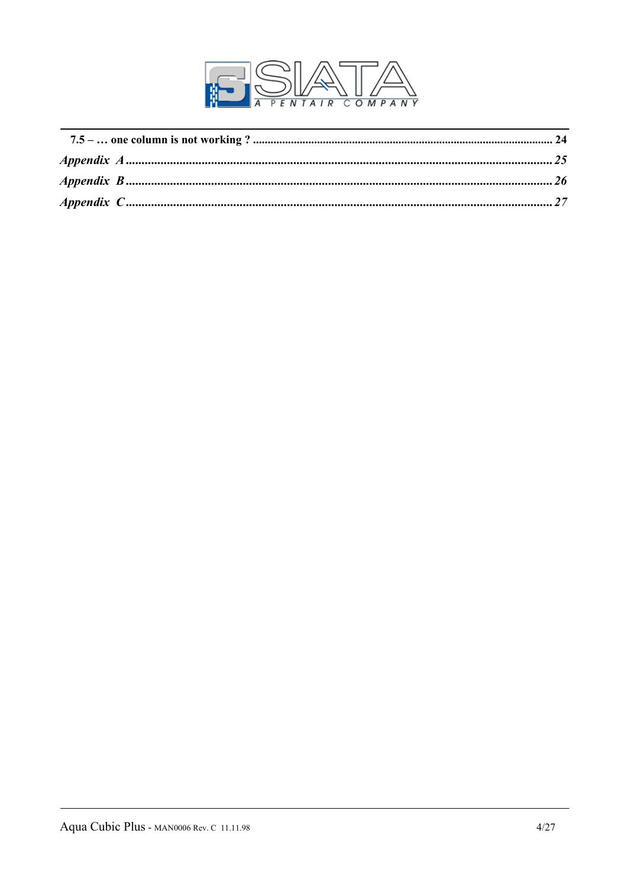**7.5 – … one column is not working ? ........................................................................................................ 24**

***Appendix A*****..........................................................................................................................................*****25***

***Appendix B*****..........................................................................................................................................*****26***

***Appendix C*****..........................................................................................................................................*****27***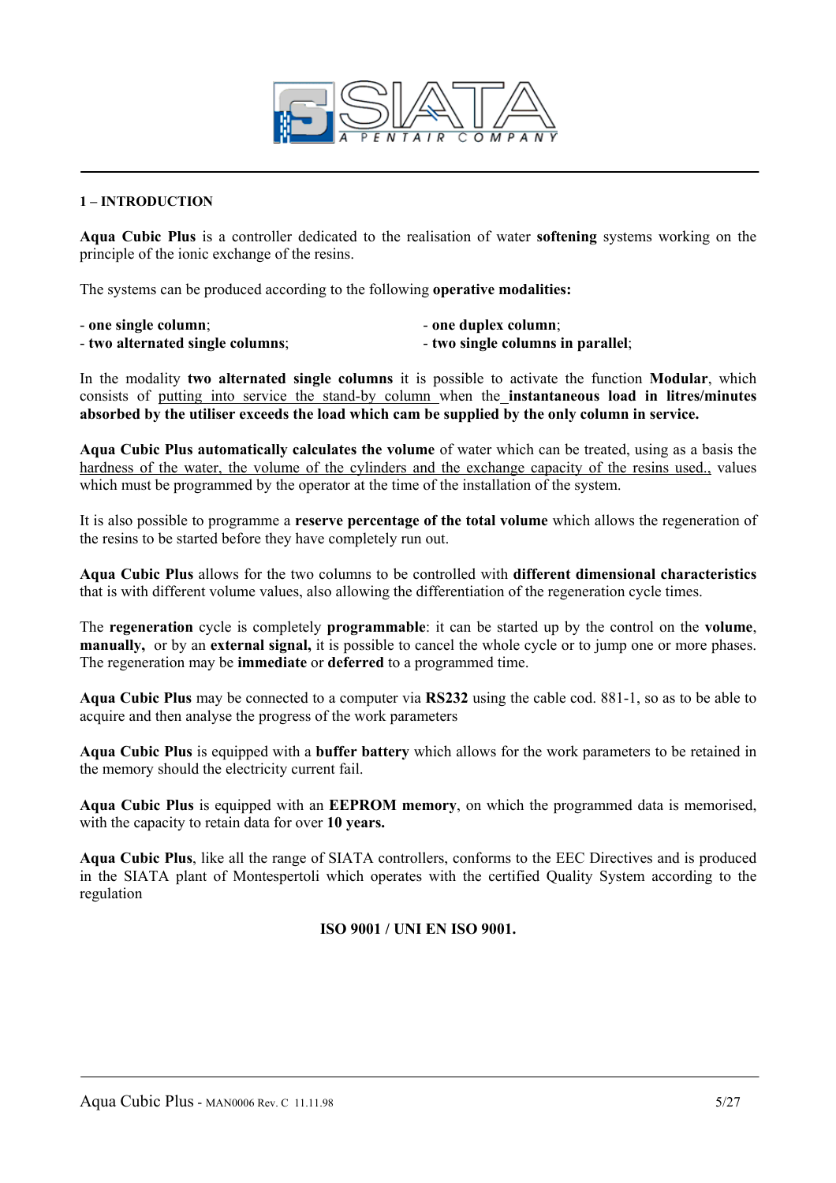## 1 – INTRODUCTION

**Aqua Cubic Plus** is a controller dedicated to the realisation of water **softening** systems working on the principle of the ionic exchange of the resins.

The systems can be produced according to the following **operative modalities:**

- **one single column**;
- **two alternated single columns**;
- **one duplex column**;
- **two single columns in parallel**;

In the modality **two alternated single columns** it is possible to activate the function **Modular**, which consists of putting into service the stand-by column when the **instantaneous load in litres/minutes absorbed by the utiliser exceeds the load which cam be supplied by the only column in service.**

**Aqua Cubic Plus automatically calculates the volume** of water which can be treated, using as a basis the hardness of the water, the volume of the cylinders and the exchange capacity of the resins used., values which must be programmed by the operator at the time of the installation of the system.

It is also possible to programme a **reserve percentage of the total volume** which allows the regeneration of the resins to be started before they have completely run out.

**Aqua Cubic Plus** allows for the two columns to be controlled with **different dimensional characteristics** that is with different volume values, also allowing the differentiation of the regeneration cycle times.

The **regeneration** cycle is completely **programmable**: it can be started up by the control on the **volume**, **manually,** or by an **external signal,** it is possible to cancel the whole cycle or to jump one or more phases. The regeneration may be **immediate** or **deferred** to a programmed time.

**Aqua Cubic Plus** may be connected to a computer via **RS232** using the cable cod. 881-1, so as to be able to acquire and then analyse the progress of the work parameters

**Aqua Cubic Plus** is equipped with a **buffer battery** which allows for the work parameters to be retained in the memory should the electricity current fail.

**Aqua Cubic Plus** is equipped with an **EEPROM memory**, on which the programmed data is memorised, with the capacity to retain data for over **10 years.**

**Aqua Cubic Plus**, like all the range of SIATA controllers, conforms to the EEC Directives and is produced in the SIATA plant of Montespertoli which operates with the certified Quality System according to the regulation

**ISO 9001 / UNI EN ISO 9001.**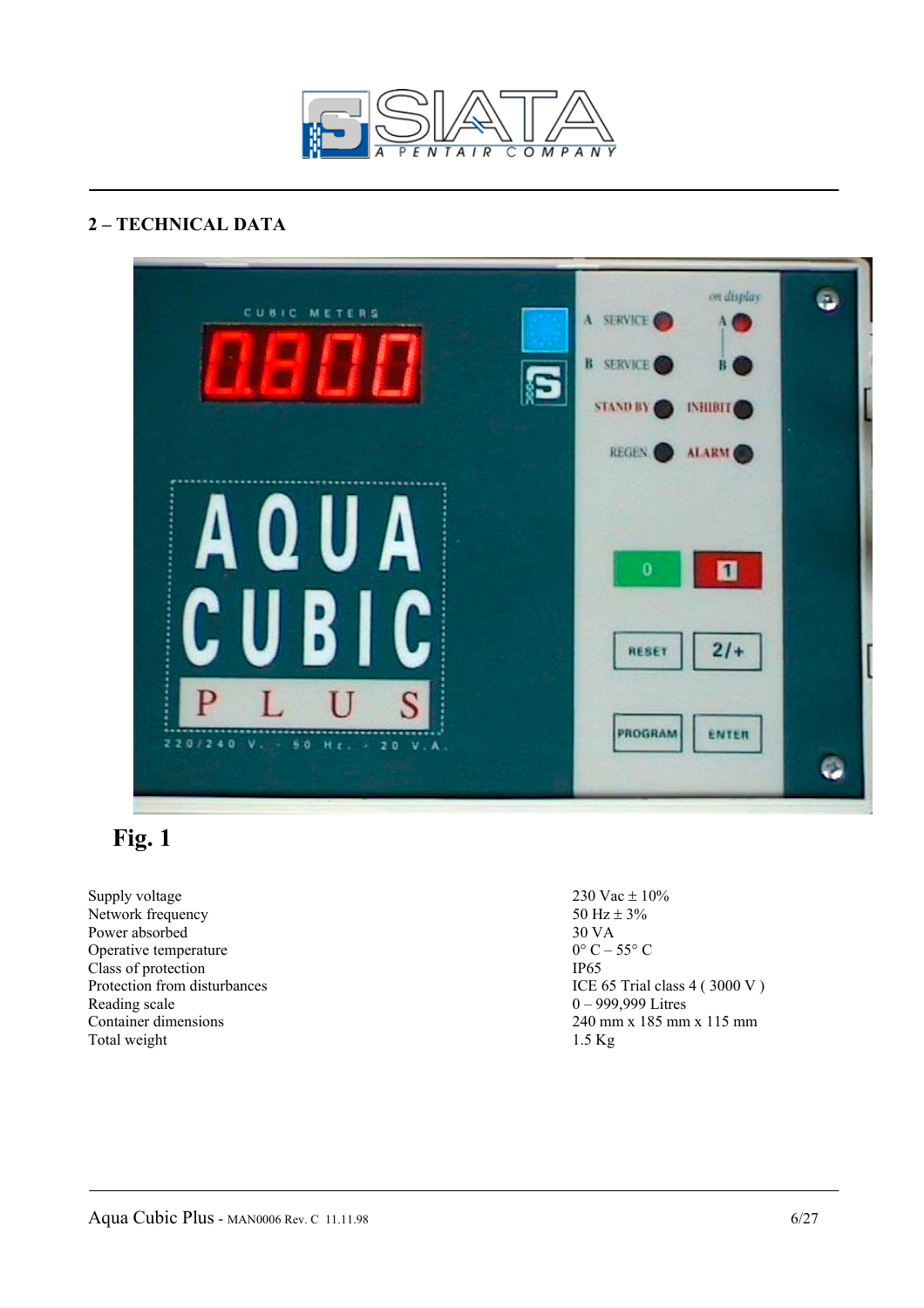## 2 – TECHNICAL DATA

**Fig. 1**

| | |
|---|---|
| Supply voltage | 230 Vac ± 10% |
| Network frequency | 50 Hz ± 3% |
| Power absorbed | 30 VA |
| Operative temperature | 0° C – 55° C |
| Class of protection | IP65 |
| Protection from disturbances | ICE 65 Trial class 4 ( 3000 V ) |
| Reading scale | 0 – 999,999 Litres |
| Container dimensions | 240 mm x 185 mm x 115 mm |
| Total weight | 1.5 Kg |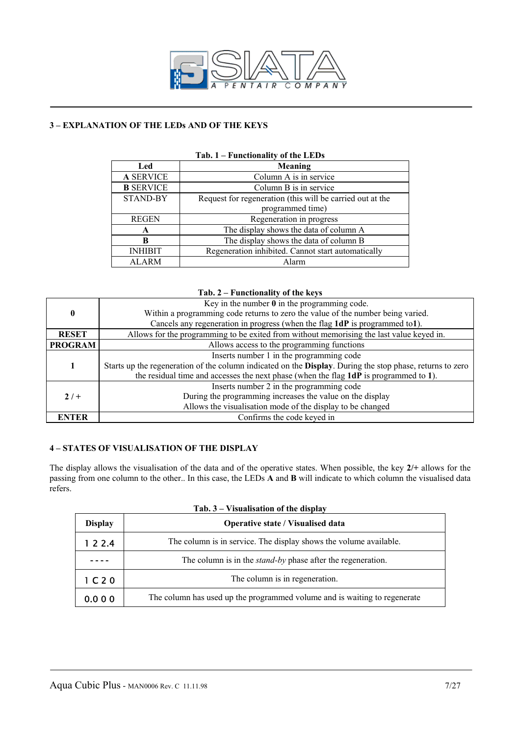## 3 – EXPLANATION OF THE LEDs AND OF THE KEYS

**Tab. 1 – Functionality of the LEDs**

| Led | Meaning |
|---|---|
| **A** SERVICE | Column A is in service |
| **B** SERVICE | Column B is in service |
| STAND-BY | Request for regeneration (this will be carried out at the programmed time) |
| REGEN | Regeneration in progress |
| **A** | The display shows the data of column A |
| **B** | The display shows the data of column B |
| INHIBIT | Regeneration inhibited. Cannot start automatically |
| ALARM | Alarm |

**Tab. 2 – Functionality of the keys**

| | |
|---|---|
| **0** | Key in the number **0** in the programming code.<br>Within a programming code returns to zero the value of the number being varied.<br>Cancels any regeneration in progress (when the flag **1dP** is programmed to**1**). |
| **RESET** | Allows for the programming to be exited from without memorising the last value keyed in. |
| **PROGRAM** | Allows access to the programming functions |
| **1** | Inserts number 1 in the programming code<br>Starts up the regeneration of the column indicated on the **Display**. During the stop phase, returns to zero the residual time and accesses the next phase (when the flag **1dP** is programmed to **1**). |
| **2 / +** | Inserts number 2 in the programming code<br>During the programming increases the value on the display<br>Allows the visualisation mode of the display to be changed |
| **ENTER** | Confirms the code keyed in |

## 4 – STATES OF VISUALISATION OF THE DISPLAY

The display allows the visualisation of the data and of the operative states. When possible, the key **2/+** allows for the passing from one column to the other.. In this case, the LEDs **A** and **B** will indicate to which column the visualised data refers.

**Tab. 3 – Visualisation of the display**

| Display | Operative state / Visualised data |
|---|---|
| 1 2 2.4 | The column is in service. The display shows the volume available. |
| - - - - | The column is in the *stand-by* phase after the regeneration. |
| 1 C 2 0 | The column is in regeneration. |
| 0.0 0 0 | The column has used up the programmed volume and is waiting to regenerate |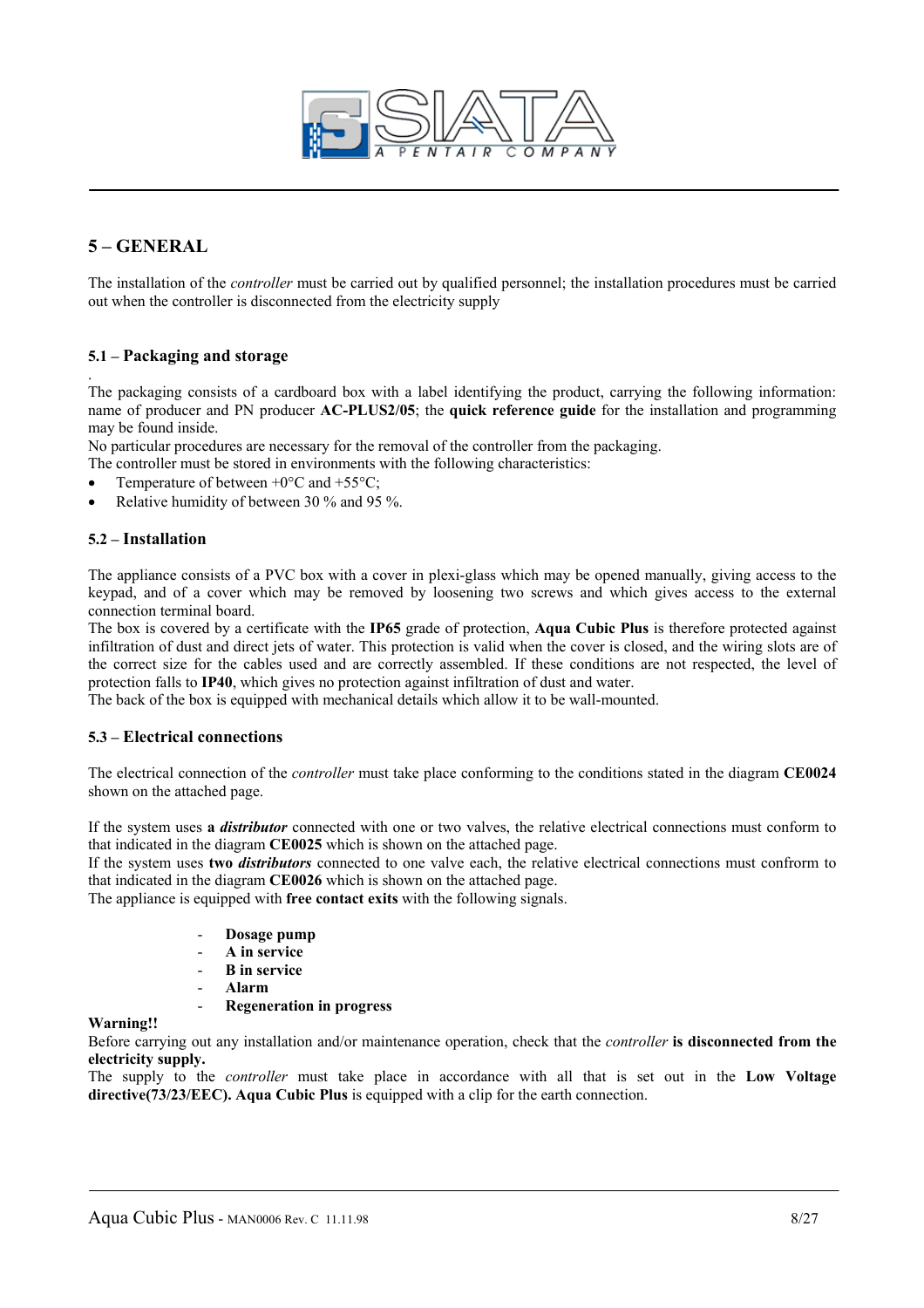## 5 – GENERAL

The installation of the *controller* must be carried out by qualified personnel; the installation procedures must be carried out when the controller is disconnected from the electricity supply

### 5.1 – Packaging and storage

.
The packaging consists of a cardboard box with a label identifying the product, carrying the following information: name of producer and PN producer **AC-PLUS2/05**; the **quick reference guide** for the installation and programming may be found inside.
No particular procedures are necessary for the removal of the controller from the packaging.
The controller must be stored in environments with the following characteristics:

- Temperature of between +0°C and +55°C;
- Relative humidity of between 30 % and 95 %.

### 5.2 – Installation

The appliance consists of a PVC box with a cover in plexi-glass which may be opened manually, giving access to the keypad, and of a cover which may be removed by loosening two screws and which gives access to the external connection terminal board.
The box is covered by a certificate with the **IP65** grade of protection, **Aqua Cubic Plus** is therefore protected against infiltration of dust and direct jets of water. This protection is valid when the cover is closed, and the wiring slots are of the correct size for the cables used and are correctly assembled. If these conditions are not respected, the level of protection falls to **IP40**, which gives no protection against infiltration of dust and water.
The back of the box is equipped with mechanical details which allow it to be wall-mounted.

### 5.3 – Electrical connections

The electrical connection of the *controller* must take place conforming to the conditions stated in the diagram **CE0024** shown on the attached page.

If the system uses **a *distributor*** connected with one or two valves, the relative electrical connections must conform to that indicated in the diagram **CE0025** which is shown on the attached page.
If the system uses **two *distributors*** connected to one valve each, the relative electrical connections must confrom to that indicated in the diagram **CE0026** which is shown on the attached page.
The appliance is equipped with **free contact exits** with the following signals.

- **Dosage pump**
- **A in service**
- **B in service**
- **Alarm**
- **Regeneration in progress**

**Warning!!**
Before carrying out any installation and/or maintenance operation, check that the *controller* **is disconnected from the electricity supply.**
The supply to the *controller* must take place in accordance with all that is set out in the **Low Voltage directive(73/23/EEC). Aqua Cubic Plus** is equipped with a clip for the earth connection.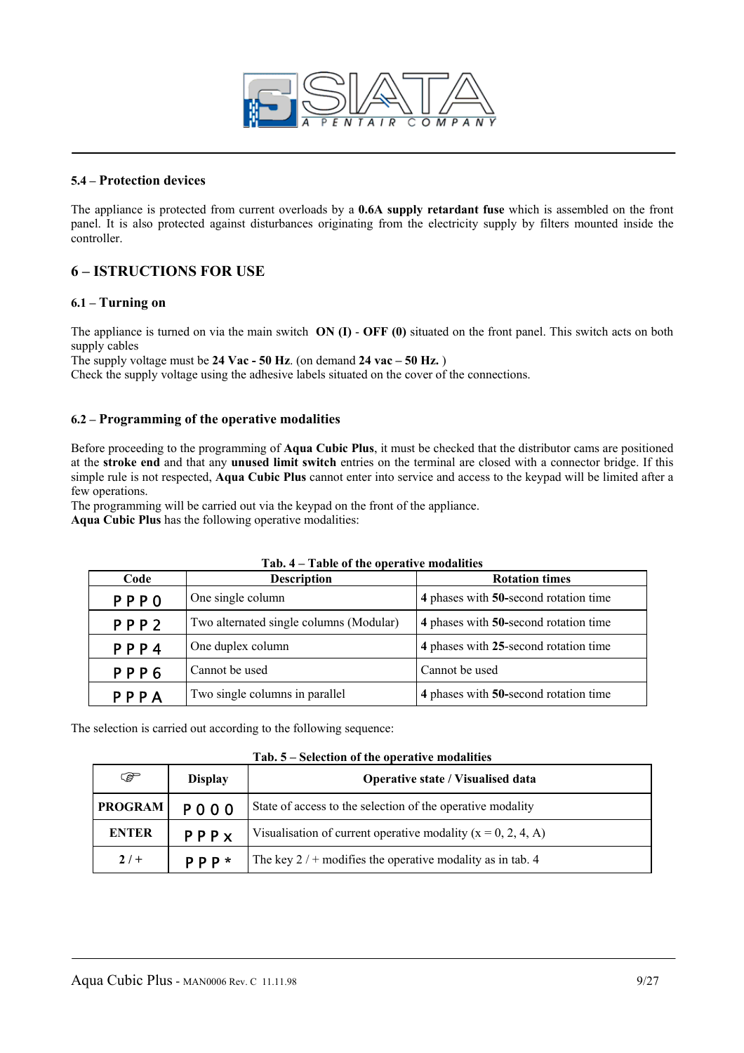### 5.4 – Protection devices

The appliance is protected from current overloads by a **0.6A supply retardant fuse** which is assembled on the front panel. It is also protected against disturbances originating from the electricity supply by filters mounted inside the controller.

## 6 – ISTRUCTIONS FOR USE

### 6.1 – Turning on

The appliance is turned on via the main switch **ON (I)** - **OFF (0)** situated on the front panel. This switch acts on both supply cables

The supply voltage must be **24 Vac - 50 Hz**. (on demand **24 vac – 50 Hz.** )

Check the supply voltage using the adhesive labels situated on the cover of the connections.

### 6.2 – Programming of the operative modalities

Before proceeding to the programming of **Aqua Cubic Plus**, it must be checked that the distributor cams are positioned at the **stroke end** and that any **unused limit switch** entries on the terminal are closed with a connector bridge. If this simple rule is not respected, **Aqua Cubic Plus** cannot enter into service and access to the keypad will be limited after a few operations.

The programming will be carried out via the keypad on the front of the appliance.

**Aqua Cubic Plus** has the following operative modalities:

**Tab. 4 – Table of the operative modalities**

| Code | Description | Rotation times |
|---|---|---|
| P P P 0 | One single column | **4** phases with **50**-second rotation time |
| P P P 2 | Two alternated single columns (Modular) | **4** phases with **50**-second rotation time |
| P P P 4 | One duplex column | **4** phases with **25**-second rotation time |
| P P P 6 | Cannot be used | Cannot be used |
| P P P A | Two single columns in parallel | **4** phases with **50**-second rotation time |

The selection is carried out according to the following sequence:

**Tab. 5 – Selection of the operative modalities**

| ☞ | Display | Operative state / Visualised data |
|---|---|---|
| **PROGRAM** | P 0 0 0 | State of access to the selection of the operative modality |
| **ENTER** | P P P x | Visualisation of current operative modality (x = 0, 2, 4, A) |
| **2 / +** | P P P * | The key 2 / + modifies the operative modality as in tab. 4 |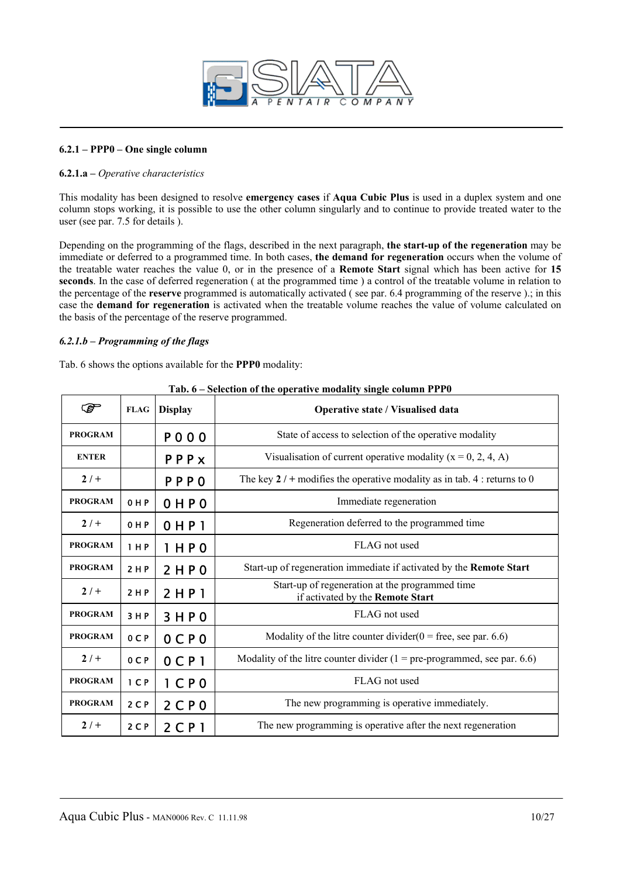**6.2.1 – PPP0 – One single column**

**6.2.1.a –** *Operative characteristics*

This modality has been designed to resolve **emergency cases** if **Aqua Cubic Plus** is used in a duplex system and one column stops working, it is possible to use the other column singularly and to continue to provide treated water to the user (see par. 7.5 for details ).

Depending on the programming of the flags, described in the next paragraph, **the start-up of the regeneration** may be immediate or deferred to a programmed time. In both cases, **the demand for regeneration** occurs when the volume of the treatable water reaches the value 0, or in the presence of a **Remote Start** signal which has been active for **15 seconds**. In the case of deferred regeneration ( at the programmed time ) a control of the treatable volume in relation to the percentage of the **reserve** programmed is automatically activated ( see par. 6.4 programming of the reserve ).; in this case the **demand for regeneration** is activated when the treatable volume reaches the value of volume calculated on the basis of the percentage of the reserve programmed.

***6.2.1.b – Programming of the flags***

Tab. 6 shows the options available for the **PPP0** modality:

**Tab. 6 – Selection of the operative modality single column PPP0**

| ☞ | FLAG | Display | Operative state / Visualised data |
|---|---|---|---|
| PROGRAM | | P000 | State of access to selection of the operative modality |
| ENTER | | PPPx | Visualisation of current operative modality (x = 0, 2, 4, A) |
| 2 / + | | PPP0 | The key **2** / + modifies the operative modality as in tab. 4 : returns to 0 |
| PROGRAM | 0HP | 0HP0 | Immediate regeneration |
| 2 / + | 0HP | 0HP1 | Regeneration deferred to the programmed time |
| PROGRAM | 1HP | 1HP0 | FLAG not used |
| PROGRAM | 2HP | 2HP0 | Start-up of regeneration immediate if activated by the **Remote Start** |
| 2 / + | 2HP | 2HP1 | Start-up of regeneration at the programmed time if activated by the **Remote Start** |
| PROGRAM | 3HP | 3HP0 | FLAG not used |
| PROGRAM | 0CP | 0CP0 | Modality of the litre counter divider(0 = free, see par. 6.6) |
| 2 / + | 0CP | 0CP1 | Modality of the litre counter divider (1 = pre-programmed, see par. 6.6) |
| PROGRAM | 1CP | 1CP0 | FLAG not used |
| PROGRAM | 2CP | 2CP0 | The new programming is operative immediately. |
| 2 / + | 2CP | 2CP1 | The new programming is operative after the next regeneration |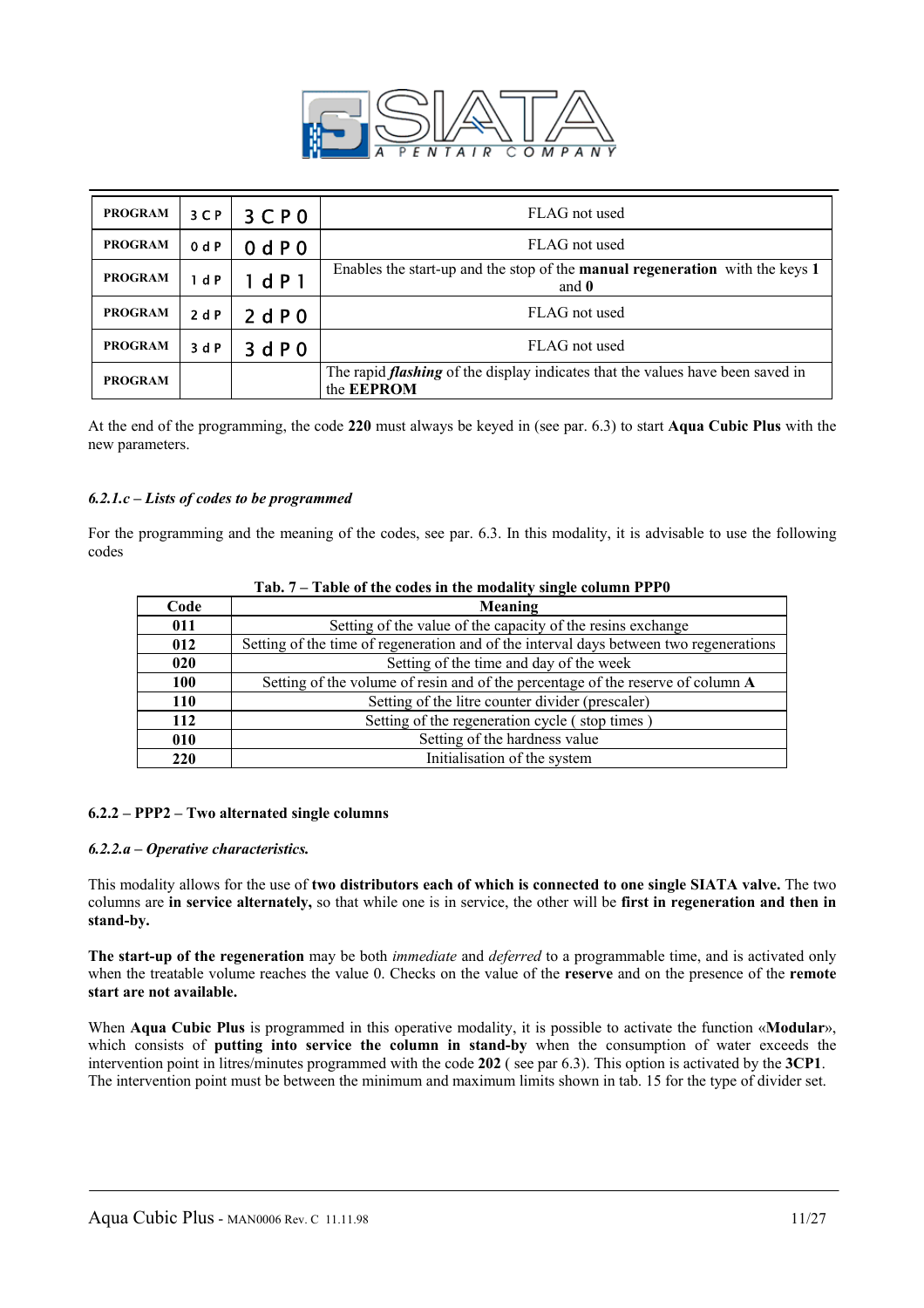| | | | |
|---|---|---|---|
| **PROGRAM** | 3 C P | 3 C P 0 | FLAG not used |
| **PROGRAM** | 0 d P | 0 d P 0 | FLAG not used |
| **PROGRAM** | 1 d P | 1 d P 1 | Enables the start-up and the stop of the **manual regeneration** with the keys **1** and **0** |
| **PROGRAM** | 2 d P | 2 d P 0 | FLAG not used |
| **PROGRAM** | 3 d P | 3 d P 0 | FLAG not used |
| **PROGRAM** | | | The rapid ***flashing*** of the display indicates that the values have been saved in the **EEPROM** |

At the end of the programming, the code **220** must always be keyed in (see par. 6.3) to start **Aqua Cubic Plus** with the new parameters.

#### *6.2.1.c – Lists of codes to be programmed*

For the programming and the meaning of the codes, see par. 6.3. In this modality, it is advisable to use the following codes

**Tab. 7 – Table of the codes in the modality single column PPP0**

| Code | Meaning |
|---|---|
| **011** | Setting of the value of the capacity of the resins exchange |
| **012** | Setting of the time of regeneration and of the interval days between two regenerations |
| **020** | Setting of the time and day of the week |
| **100** | Setting of the volume of resin and of the percentage of the reserve of column **A** |
| **110** | Setting of the litre counter divider (prescaler) |
| **112** | Setting of the regeneration cycle ( stop times ) |
| **010** | Setting of the hardness value |
| **220** | Initialisation of the system |

### 6.2.2 – PPP2 – Two alternated single columns

#### *6.2.2.a – Operative characteristics.*

This modality allows for the use of **two distributors each of which is connected to one single SIATA valve.** The two columns are **in service alternately,** so that while one is in service, the other will be **first in regeneration and then in stand-by.**

**The start-up of the regeneration** may be both *immediate* and *deferred* to a programmable time, and is activated only when the treatable volume reaches the value 0. Checks on the value of the **reserve** and on the presence of the **remote start are not available.**

When **Aqua Cubic Plus** is programmed in this operative modality, it is possible to activate the function «**Modular**», which consists of **putting into service the column in stand-by** when the consumption of water exceeds the intervention point in litres/minutes programmed with the code **202** ( see par 6.3). This option is activated by the **3CP1**. The intervention point must be between the minimum and maximum limits shown in tab. 15 for the type of divider set.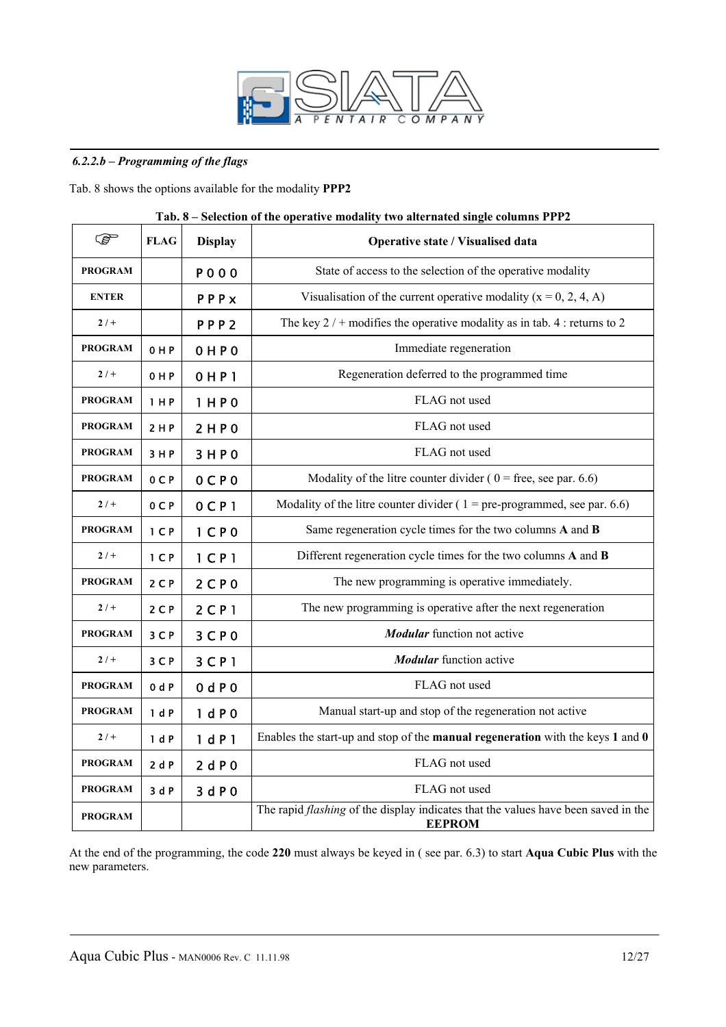### *6.2.2.b – Programming of the flags*

Tab. 8 shows the options available for the modality **PPP2**

**Tab. 8 – Selection of the operative modality two alternated single columns PPP2**

| ☞ | FLAG | Display | Operative state / Visualised data |
|---|---|---|---|
| **PROGRAM** | | P 0 0 0 | State of access to the selection of the operative modality |
| **ENTER** | | P P P x | Visualisation of the current operative modality (x = 0, 2, 4, A) |
| **2 / +** | | P P P 2 | The key 2 / + modifies the operative modality as in tab. 4 : returns to 2 |
| **PROGRAM** | 0 H P | 0 H P 0 | Immediate regeneration |
| **2 / +** | 0 H P | 0 H P 1 | Regeneration deferred to the programmed time |
| **PROGRAM** | 1 H P | 1 H P 0 | FLAG not used |
| **PROGRAM** | 2 H P | 2 H P 0 | FLAG not used |
| **PROGRAM** | 3 H P | 3 H P 0 | FLAG not used |
| **PROGRAM** | 0 C P | 0 C P 0 | Modality of the litre counter divider ( 0 = free, see par. 6.6) |
| **2 / +** | 0 C P | 0 C P 1 | Modality of the litre counter divider ( 1 = pre-programmed, see par. 6.6) |
| **PROGRAM** | 1 C P | 1 C P 0 | Same regeneration cycle times for the two columns **A** and **B** |
| **2 / +** | 1 C P | 1 C P 1 | Different regeneration cycle times for the two columns **A** and **B** |
| **PROGRAM** | 2 C P | 2 C P 0 | The new programming is operative immediately. |
| **2 / +** | 2 C P | 2 C P 1 | The new programming is operative after the next regeneration |
| **PROGRAM** | 3 C P | 3 C P 0 | ***Modular*** function not active |
| **2 / +** | 3 C P | 3 C P 1 | ***Modular*** function active |
| **PROGRAM** | 0 d P | 0 d P 0 | FLAG not used |
| **PROGRAM** | 1 d P | 1 d P 0 | Manual start-up and stop of the regeneration not active |
| **2 / +** | 1 d P | 1 d P 1 | Enables the start-up and stop of the **manual regeneration** with the keys **1** and **0** |
| **PROGRAM** | 2 d P | 2 d P 0 | FLAG not used |
| **PROGRAM** | 3 d P | 3 d P 0 | FLAG not used |
| **PROGRAM** | | | The rapid *flashing* of the display indicates that the values have been saved in the **EEPROM** |

At the end of the programming, the code **220** must always be keyed in ( see par. 6.3) to start **Aqua Cubic Plus** with the new parameters.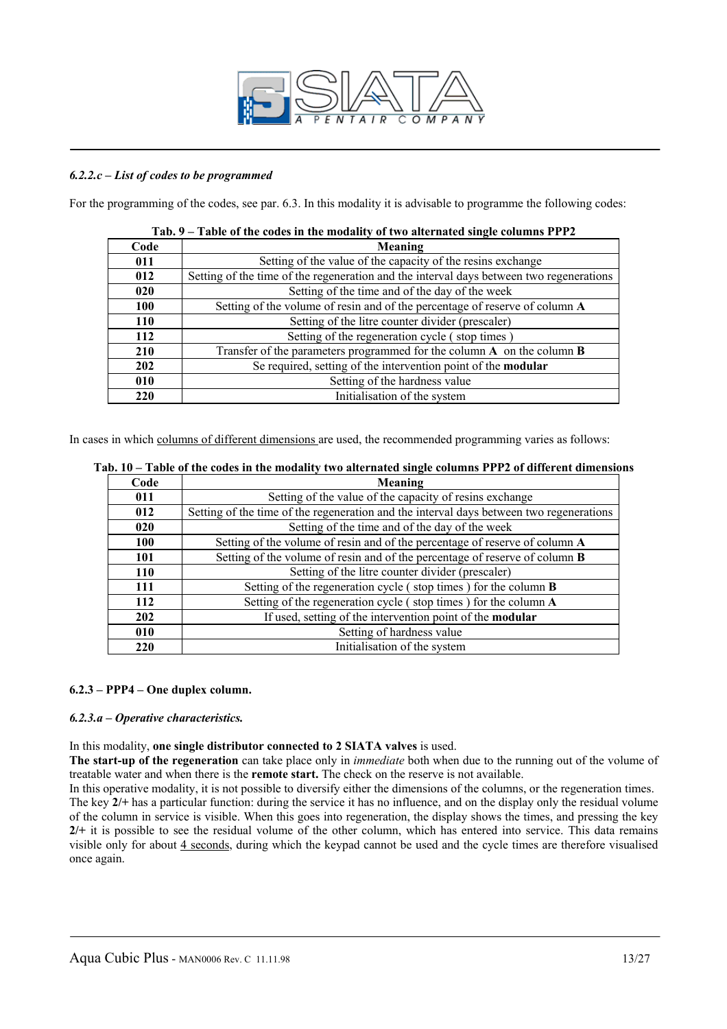#### *6.2.2.c – List of codes to be programmed*

For the programming of the codes, see par. 6.3. In this modality it is advisable to programme the following codes:

**Tab. 9 – Table of the codes in the modality of two alternated single columns PPP2**

| Code | Meaning |
|---|---|
| **011** | Setting of the value of the capacity of the resins exchange |
| **012** | Setting of the time of the regeneration and the interval days between two regenerations |
| **020** | Setting of the time and of the day of the week |
| **100** | Setting of the volume of resin and of the percentage of reserve of column **A** |
| **110** | Setting of the litre counter divider (prescaler) |
| **112** | Setting of the regeneration cycle ( stop times ) |
| **210** | Transfer of the parameters programmed for the column **A** on the column **B** |
| **202** | Se required, setting of the intervention point of the **modular** |
| **010** | Setting of the hardness value |
| **220** | Initialisation of the system |

In cases in which columns of different dimensions are used, the recommended programming varies as follows:

**Tab. 10 – Table of the codes in the modality two alternated single columns PPP2 of different dimensions**

| Code | Meaning |
|---|---|
| **011** | Setting of the value of the capacity of resins exchange |
| **012** | Setting of the time of the regeneration and the interval days between two regenerations |
| **020** | Setting of the time and of the day of the week |
| **100** | Setting of the volume of resin and of the percentage of reserve of column **A** |
| **101** | Setting of the volume of resin and of the percentage of reserve of column **B** |
| **110** | Setting of the litre counter divider (prescaler) |
| **111** | Setting of the regeneration cycle ( stop times ) for the column **B** |
| **112** | Setting of the regeneration cycle ( stop times ) for the column **A** |
| **202** | If used, setting of the intervention point of the **modular** |
| **010** | Setting of hardness value |
| **220** | Initialisation of the system |

### 6.2.3 – PPP4 – One duplex column.

#### *6.2.3.a – Operative characteristics.*

In this modality, **one single distributor connected to 2 SIATA valves** is used.
**The start-up of the regeneration** can take place only in *immediate* both when due to the running out of the volume of treatable water and when there is the **remote start.** The check on the reserve is not available.
In this operative modality, it is not possible to diversify either the dimensions of the columns, or the regeneration times.
The key **2/+** has a particular function: during the service it has no influence, and on the display only the residual volume of the column in service is visible. When this goes into regeneration, the display shows the times, and pressing the key **2/+** it is possible to see the residual volume of the other column, which has entered into service. This data remains visible only for about 4 seconds, during which the keypad cannot be used and the cycle times are therefore visualised once again.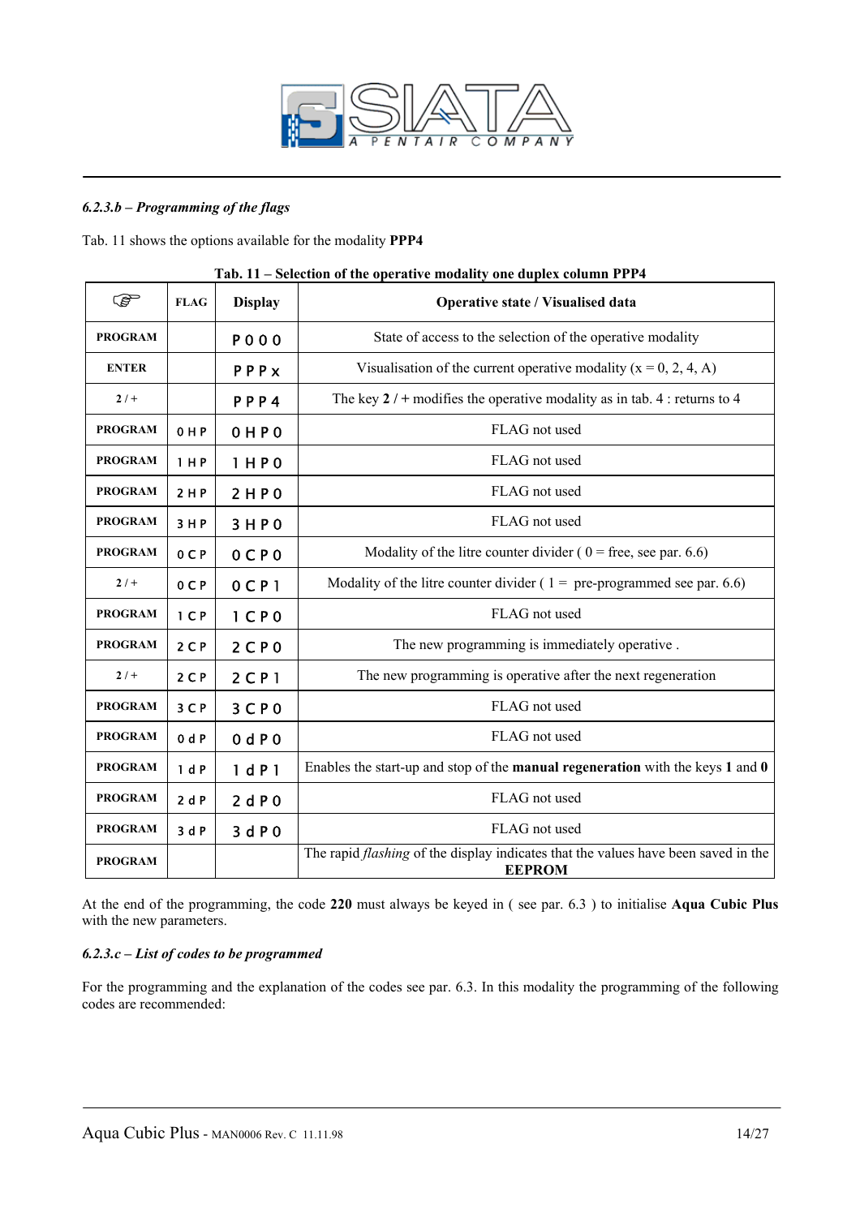*6.2.3.b – Programming of the flags*

Tab. 11 shows the options available for the modality **PPP4**

**Tab. 11 – Selection of the operative modality one duplex column PPP4**

| ☞ | FLAG | Display | Operative state / Visualised data |
|---|---|---|---|
| PROGRAM | | P 0 0 0 | State of access to the selection of the operative modality |
| ENTER | | P P P x | Visualisation of the current operative modality (x = 0, 2, 4, A) |
| 2 / + | | P P P 4 | The key **2** / **+** modifies the operative modality as in tab. 4 : returns to 4 |
| PROGRAM | 0 H P | 0 H P 0 | FLAG not used |
| PROGRAM | 1 H P | 1 H P 0 | FLAG not used |
| PROGRAM | 2 H P | 2 H P 0 | FLAG not used |
| PROGRAM | 3 H P | 3 H P 0 | FLAG not used |
| PROGRAM | 0 C P | 0 C P 0 | Modality of the litre counter divider ( 0 = free, see par. 6.6) |
| 2 / + | 0 C P | 0 C P 1 | Modality of the litre counter divider ( 1 = pre-programmed see par. 6.6) |
| PROGRAM | 1 C P | 1 C P 0 | FLAG not used |
| PROGRAM | 2 C P | 2 C P 0 | The new programming is immediately operative . |
| 2 / + | 2 C P | 2 C P 1 | The new programming is operative after the next regeneration |
| PROGRAM | 3 C P | 3 C P 0 | FLAG not used |
| PROGRAM | 0 d P | 0 d P 0 | FLAG not used |
| PROGRAM | 1 d P | 1 d P 1 | Enables the start-up and stop of the **manual regeneration** with the keys **1** and **0** |
| PROGRAM | 2 d P | 2 d P 0 | FLAG not used |
| PROGRAM | 3 d P | 3 d P 0 | FLAG not used |
| PROGRAM | | | The rapid *flashing* of the display indicates that the values have been saved in the **EEPROM** |

At the end of the programming, the code **220** must always be keyed in ( see par. 6.3 ) to initialise **Aqua Cubic Plus** with the new parameters.

*6.2.3.c – List of codes to be programmed*

For the programming and the explanation of the codes see par. 6.3. In this modality the programming of the following codes are recommended: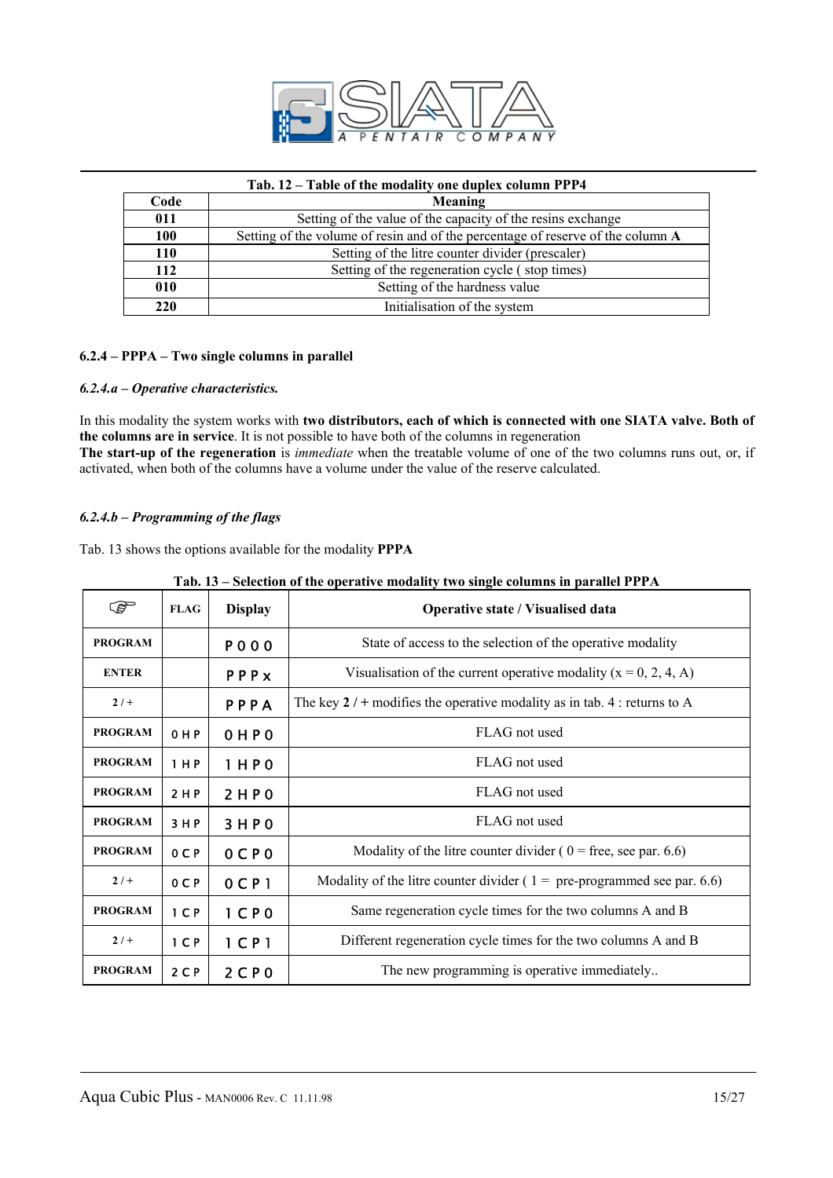**Tab. 12 – Table of the modality one duplex column PPP4**

| Code | Meaning |
|---|---|
| **011** | Setting of the value of the capacity of the resins exchange |
| **100** | Setting of the volume of resin and of the percentage of reserve of the column **A** |
| **110** | Setting of the litre counter divider (prescaler) |
| **112** | Setting of the regeneration cycle ( stop times) |
| **010** | Setting of the hardness value |
| **220** | Initialisation of the system |

### 6.2.4 – PPPA – Two single columns in parallel

#### *6.2.4.a – Operative characteristics.*

In this modality the system works with **two distributors, each of which is connected with one SIATA valve. Both of the columns are in service**. It is not possible to have both of the columns in regeneration
**The start-up of the regeneration** is *immediate* when the treatable volume of one of the two columns runs out, or, if activated, when both of the columns have a volume under the value of the reserve calculated.

#### *6.2.4.b – Programming of the flags*

Tab. 13 shows the options available for the modality **PPPA**

**Tab. 13 – Selection of the operative modality two single columns in parallel PPPA**

| ☞ | FLAG | Display | Operative state / Visualised data |
|---|---|---|---|
| **PROGRAM** | | P 0 0 0 | State of access to the selection of the operative modality |
| **ENTER** | | P P P x | Visualisation of the current operative modality (x = 0, 2, 4, A) |
| **2 / +** | | P P P A | The key **2** / + modifies the operative modality as in tab. 4 : returns to A |
| **PROGRAM** | 0 H P | 0 H P 0 | FLAG not used |
| **PROGRAM** | 1 H P | 1 H P 0 | FLAG not used |
| **PROGRAM** | 2 H P | 2 H P 0 | FLAG not used |
| **PROGRAM** | 3 H P | 3 H P 0 | FLAG not used |
| **PROGRAM** | 0 C P | 0 C P 0 | Modality of the litre counter divider ( 0 = free, see par. 6.6) |
| **2 / +** | 0 C P | 0 C P 1 | Modality of the litre counter divider ( 1 = pre-programmed see par. 6.6) |
| **PROGRAM** | 1 C P | 1 C P 0 | Same regeneration cycle times for the two columns A and B |
| **2 / +** | 1 C P | 1 C P 1 | Different regeneration cycle times for the two columns A and B |
| **PROGRAM** | 2 C P | 2 C P 0 | The new programming is operative immediately.. |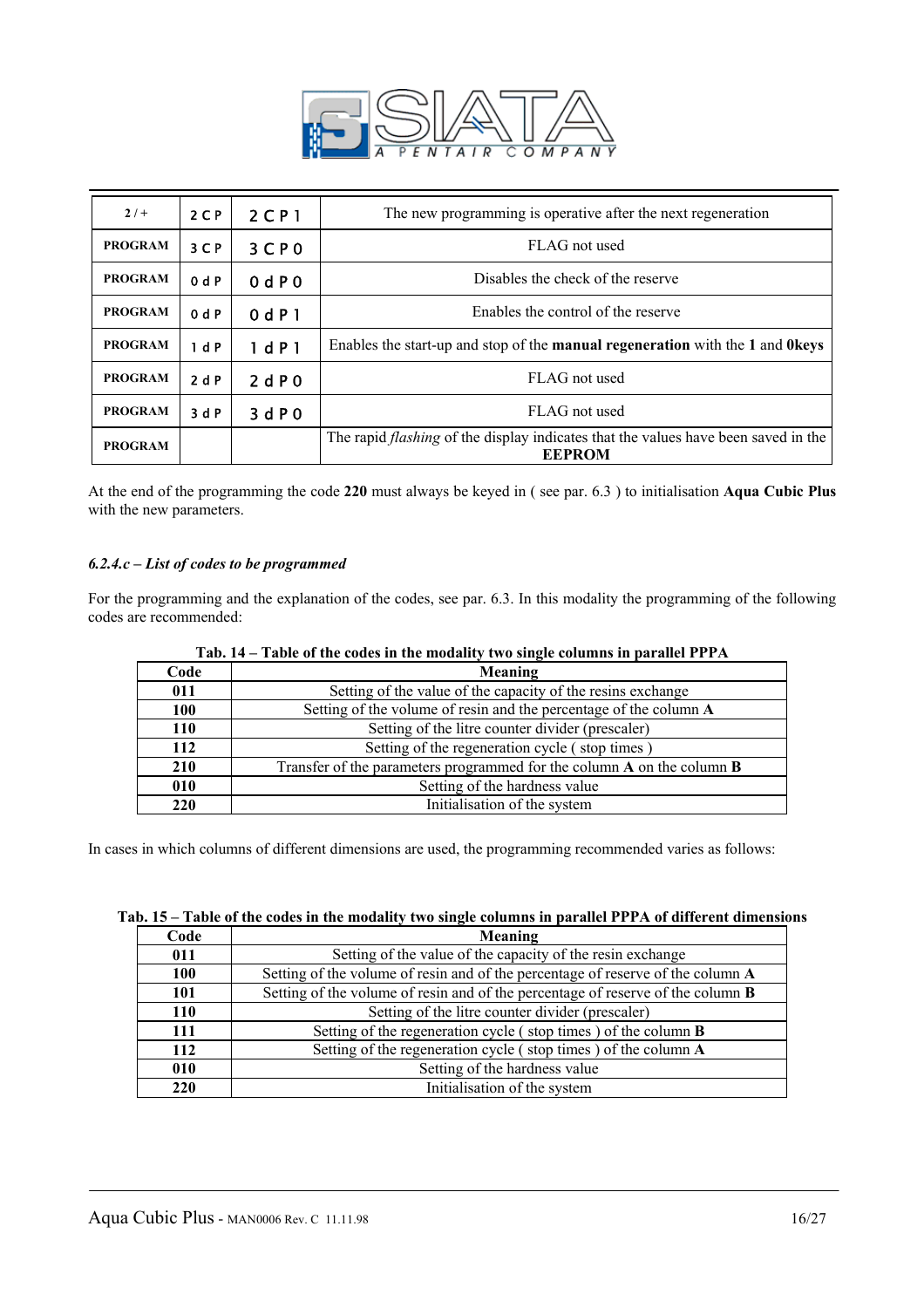| 2 / + | 2 C P | 2 C P 1 | The new programming is operative after the next regeneration |
|---|---|---|---|
| **PROGRAM** | 3 C P | 3 C P 0 | FLAG not used |
| **PROGRAM** | 0 d P | 0 d P 0 | Disables the check of the reserve |
| **PROGRAM** | 0 d P | 0 d P 1 | Enables the control of the reserve |
| **PROGRAM** | 1 d P | 1 d P 1 | Enables the start-up and stop of the **manual regeneration** with the **1** and **0keys** |
| **PROGRAM** | 2 d P | 2 d P 0 | FLAG not used |
| **PROGRAM** | 3 d P | 3 d P 0 | FLAG not used |
| **PROGRAM** | | | The rapid *flashing* of the display indicates that the values have been saved in the **EEPROM** |

At the end of the programming the code **220** must always be keyed in ( see par. 6.3 ) to initialisation **Aqua Cubic Plus** with the new parameters.

### *6.2.4.c – List of codes to be programmed*

For the programming and the explanation of the codes, see par. 6.3. In this modality the programming of the following codes are recommended:

**Tab. 14 – Table of the codes in the modality two single columns in parallel PPPA**

| Code | Meaning |
|---|---|
| **011** | Setting of the value of the capacity of the resins exchange |
| **100** | Setting of the volume of resin and the percentage of the column **A** |
| **110** | Setting of the litre counter divider (prescaler) |
| **112** | Setting of the regeneration cycle ( stop times ) |
| **210** | Transfer of the parameters programmed for the column **A** on the column **B** |
| **010** | Setting of the hardness value |
| **220** | Initialisation of the system |

In cases in which columns of different dimensions are used, the programming recommended varies as follows:

**Tab. 15 – Table of the codes in the modality two single columns in parallel PPPA of different dimensions**

| Code | Meaning |
|---|---|
| **011** | Setting of the value of the capacity of the resin exchange |
| **100** | Setting of the volume of resin and of the percentage of reserve of the column **A** |
| **101** | Setting of the volume of resin and of the percentage of reserve of the column **B** |
| **110** | Setting of the litre counter divider (prescaler) |
| **111** | Setting of the regeneration cycle ( stop times ) of the column **B** |
| **112** | Setting of the regeneration cycle ( stop times ) of the column **A** |
| **010** | Setting of the hardness value |
| **220** | Initialisation of the system |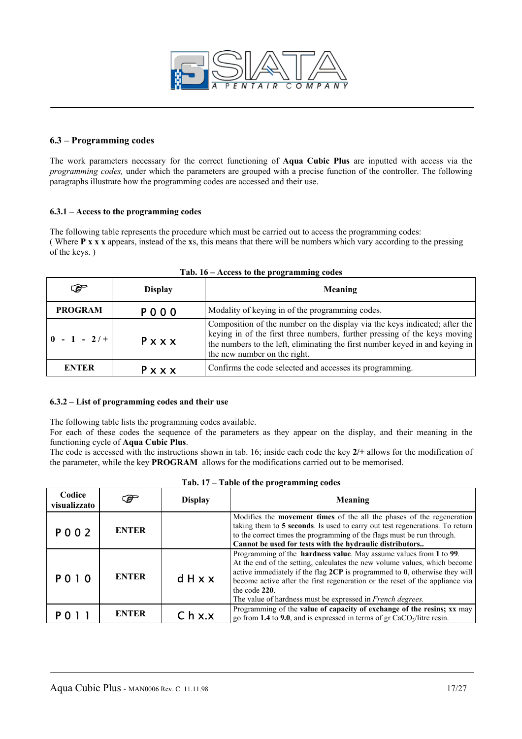### 6.3 – Programming codes

The work parameters necessary for the correct functioning of **Aqua Cubic Plus** are inputted with access via the *programming codes,* under which the parameters are grouped with a precise function of the controller. The following paragraphs illustrate how the programming codes are accessed and their use.

#### 6.3.1 – Access to the programming codes

The following table represents the procedure which must be carried out to access the programming codes:
( Where **P x x x** appears, instead of the **x**s, this means that there will be numbers which vary according to the pressing of the keys. )

**Tab. 16 – Access to the programming codes**

| ☞ | Display | Meaning |
|---|---|---|
| **PROGRAM** | P 0 0 0 | Modality of keying in of the programming codes. |
| **0 - 1 - 2 / +** | P x x x | Composition of the number on the display via the keys indicated; after the keying in of the first three numbers, further pressing of the keys moving the numbers to the left, eliminating the first number keyed in and keying in the new number on the right. |
| **ENTER** | P x x x | Confirms the code selected and accesses its programming. |

#### 6.3.2 – List of programming codes and their use

The following table lists the programming codes available.
For each of these codes the sequence of the parameters as they appear on the display, and their meaning in the functioning cycle of **Aqua Cubic Plus**.
The code is accessed with the instructions shown in tab. 16; inside each code the key **2/+** allows for the modification of the parameter, while the key **PROGRAM** allows for the modifications carried out to be memorised.

**Tab. 17 – Table of the programming codes**

| Codice visualizzato | ☞ | Display | Meaning |
|---|---|---|---|
| P 0 0 2 | **ENTER** | | Modifies the **movement times** of the all the phases of the regeneration taking them to **5 seconds**. Is used to carry out test regenerations. To return to the correct times the programming of the flags must be run through. **Cannot be used for tests with the hydraulic distributors..** |
| P 0 1 0 | **ENTER** | d H x x | Programming of the **hardness value**. May assume values from **1** to **99**. At the end of the setting, calculates the new volume values, which become active immediately if the flag **2CP** is programmed to **0**, otherwise they will become active after the first regeneration or the reset of the appliance via the code **220**. The value of hardness must be expressed in *French degrees.* |
| P 0 1 1 | **ENTER** | C h x.x | Programming of the **value of capacity of exchange of the resins; xx** may go from **1.4** to **9.0**, and is expressed in terms of gr $CaCO_3$/litre resin. |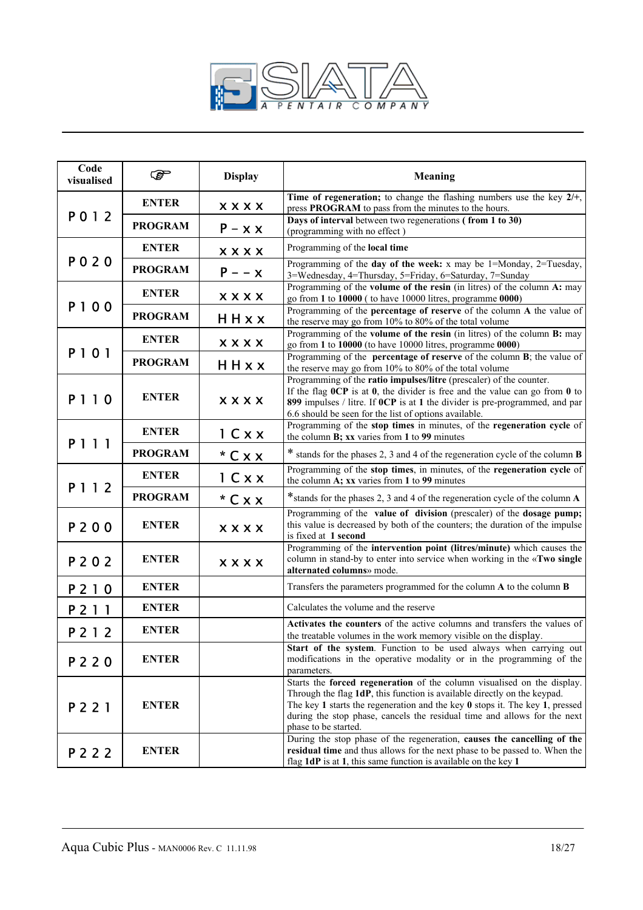| Code visualised | ☞ | Display | Meaning |
|---|---|---|---|
| P012 | ENTER | xxxx | **Time of regeneration;** to change the flashing numbers use the key **2/+**, press **PROGRAM** to pass from the minutes to the hours. |
| | PROGRAM | P – xx | **Days of interval** between two regenerations **( from 1 to 30)** (programming with no effect ) |
| P020 | ENTER | xxxx | Programming of the **local time** |
| | PROGRAM | P – – x | Programming of the **day of the week:** x may be 1=Monday, 2=Tuesday, 3=Wednesday, 4=Thursday, 5=Friday, 6=Saturday, 7=Sunday |
| P100 | ENTER | xxxx | Programming of the **volume of the resin** (in litres) of the column **A:** may go from **1** to **10000** ( to have 10000 litres, programme **0000**) |
| | PROGRAM | HHxx | Programming of the **percentage of reserve** of the column **A** the value of the reserve may go from 10% to 80% of the total volume |
| P101 | ENTER | xxxx | Programming of the **volume of the resin** (in litres) of the column **B:** may go from **1** to **10000** (to have 10000 litres, programme **0000**) |
| | PROGRAM | HHxx | Programming of the **percentage of reserve** of the column **B**; the value of the reserve may go from 10% to 80% of the total volume |
| P110 | ENTER | xxxx | Programming of the **ratio impulses/litre** (prescaler) of the counter. If the flag **0CP** is at **0**, the divider is free and the value can go from **0** to **899** impulses / litre. If **0CP** is at **1** the divider is pre-programmed, and par 6.6 should be seen for the list of options available. |
| P111 | ENTER | 1Cxx | Programming of the **stop times** in minutes, of the **regeneration cycle** of the column **B; xx** varies from **1** to **99** minutes |
| | PROGRAM | *Cxx | * stands for the phases 2, 3 and 4 of the regeneration cycle of the column **B** |
| P112 | ENTER | 1Cxx | Programming of the **stop times**, in minutes, of the **regeneration cycle** of the column **A; xx** varies from **1** to **99** minutes |
| | PROGRAM | *Cxx | *stands for the phases 2, 3 and 4 of the regeneration cycle of the column **A** |
| P200 | ENTER | xxxx | Programming of the **value of division** (prescaler) of the **dosage pump;** this value is decreased by both of the counters; the duration of the impulse is fixed at **1 second** |
| P202 | ENTER | xxxx | Programming of the **intervention point (litres/minute)** which causes the column in stand-by to enter into service when working in the «**Two single alternated columns**» mode. |
| P210 | ENTER | | Transfers the parameters programmed for the column **A** to the column **B** |
| P211 | ENTER | | Calculates the volume and the reserve |
| P212 | ENTER | | **Activates the counters** of the active columns and transfers the values of the treatable volumes in the work memory visible on the display. |
| P220 | ENTER | | **Start of the system**. Function to be used always when carrying out modifications in the operative modality or in the programming of the parameters. |
| P221 | ENTER | | Starts the **forced regeneration** of the column visualised on the display. Through the flag **1dP**, this function is available directly on the keypad. The key **1** starts the regeneration and the key **0** stops it. The key **1**, pressed during the stop phase, cancels the residual time and allows for the next phase to be started. |
| P222 | ENTER | | During the stop phase of the regeneration, **causes the cancelling of the residual time** and thus allows for the next phase to be passed to. When the flag **1dP** is at **1**, this same function is available on the key **1** |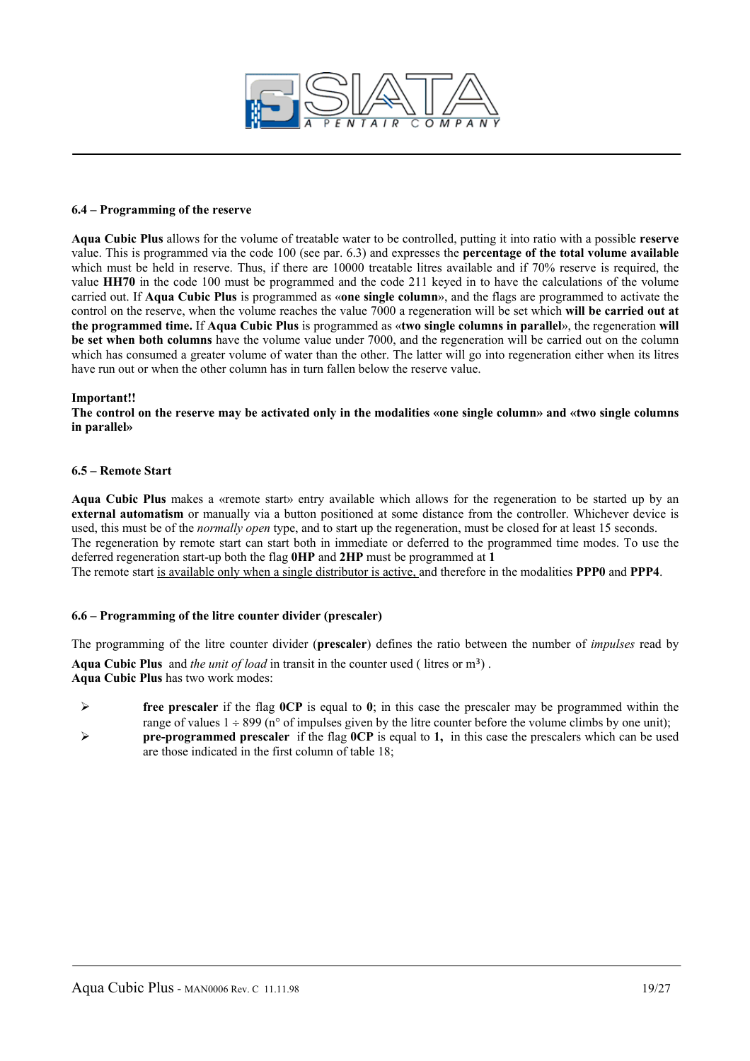### 6.4 – Programming of the reserve

**Aqua Cubic Plus** allows for the volume of treatable water to be controlled, putting it into ratio with a possible **reserve** value. This is programmed via the code 100 (see par. 6.3) and expresses the **percentage of the total volume available** which must be held in reserve. Thus, if there are 10000 treatable litres available and if 70% reserve is required, the value **HH70** in the code 100 must be programmed and the code 211 keyed in to have the calculations of the volume carried out. If **Aqua Cubic Plus** is programmed as «**one single column**», and the flags are programmed to activate the control on the reserve, when the volume reaches the value 7000 a regeneration will be set which **will be carried out at the programmed time.** If **Aqua Cubic Plus** is programmed as «**two single columns in parallel**», the regeneration **will be set when both columns** have the volume value under 7000, and the regeneration will be carried out on the column which has consumed a greater volume of water than the other. The latter will go into regeneration either when its litres have run out or when the other column has in turn fallen below the reserve value.

**Important!!**
**The control on the reserve may be activated only in the modalities «one single column» and «two single columns in parallel»**

### 6.5 – Remote Start

**Aqua Cubic Plus** makes a «remote start» entry available which allows for the regeneration to be started up by an **external automatism** or manually via a button positioned at some distance from the controller. Whichever device is used, this must be of the *normally open* type, and to start up the regeneration, must be closed for at least 15 seconds.
The regeneration by remote start can start both in immediate or deferred to the programmed time modes. To use the deferred regeneration start-up both the flag **0HP** and **2HP** must be programmed at **1**
The remote start <u>is available only when a single distributor is active,</u> and therefore in the modalities **PPP0** and **PPP4**.

### 6.6 – Programming of the litre counter divider (prescaler)

The programming of the litre counter divider (**prescaler**) defines the ratio between the number of *impulses* read by **Aqua Cubic Plus** and *the unit of load* in transit in the counter used ( litres or m³) .
**Aqua Cubic Plus** has two work modes:

- **free prescaler** if the flag **0CP** is equal to **0**; in this case the prescaler may be programmed within the range of values 1 ÷ 899 (n° of impulses given by the litre counter before the volume climbs by one unit);
- **pre-programmed prescaler** if the flag **0CP** is equal to **1,** in this case the prescalers which can be used are those indicated in the first column of table 18;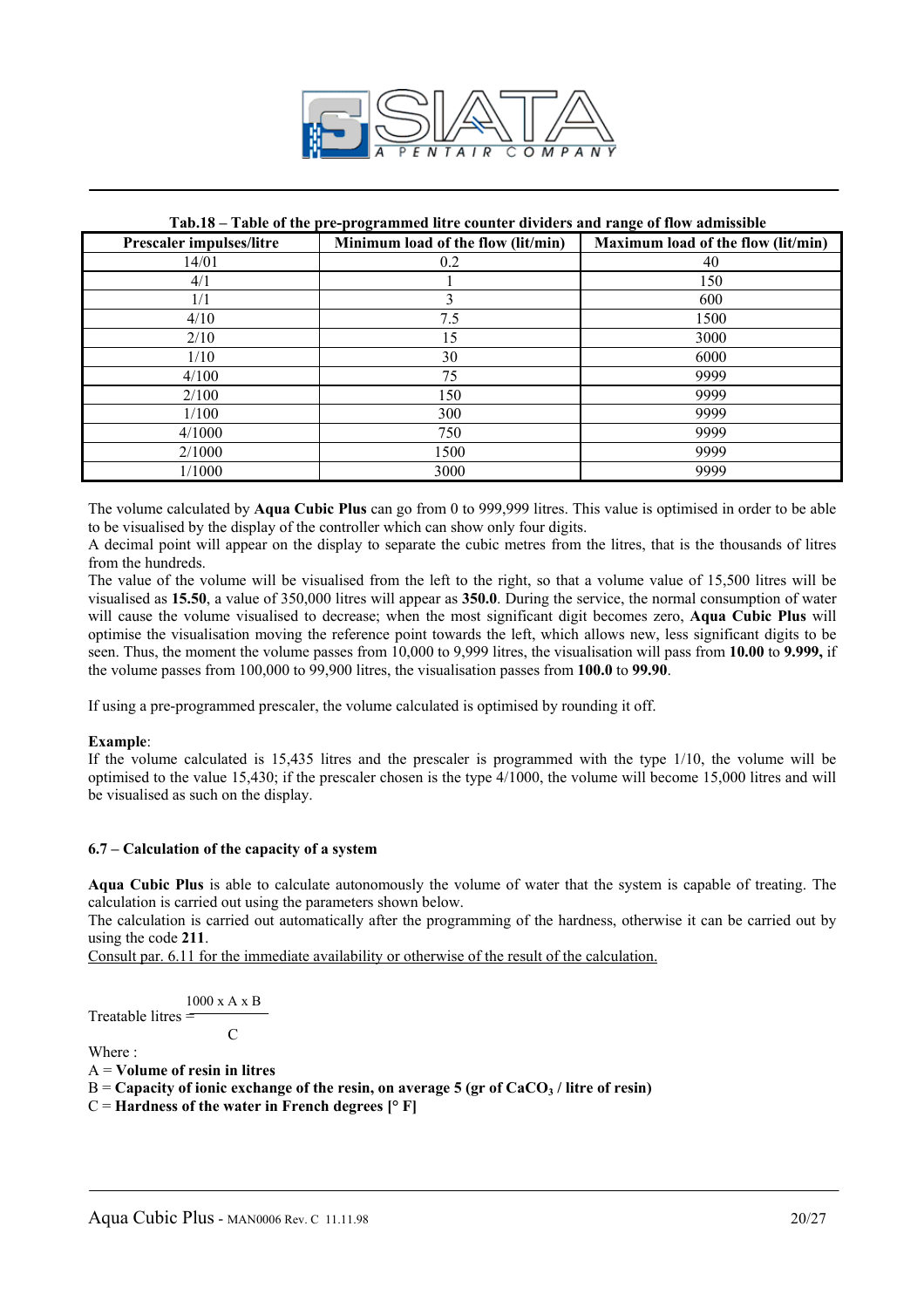**Tab.18 – Table of the pre-programmed litre counter dividers and range of flow admissible**

| Prescaler impulses/litre | Minimum load of the flow (lit/min) | Maximum load of the flow (lit/min) |
|---|---|---|
| 14/01 | 0.2 | 40 |
| 4/1 | 1 | 150 |
| 1/1 | 3 | 600 |
| 4/10 | 7.5 | 1500 |
| 2/10 | 15 | 3000 |
| 1/10 | 30 | 6000 |
| 4/100 | 75 | 9999 |
| 2/100 | 150 | 9999 |
| 1/100 | 300 | 9999 |
| 4/1000 | 750 | 9999 |
| 2/1000 | 1500 | 9999 |
| 1/1000 | 3000 | 9999 |

The volume calculated by **Aqua Cubic Plus** can go from 0 to 999,999 litres. This value is optimised in order to be able to be visualised by the display of the controller which can show only four digits.
A decimal point will appear on the display to separate the cubic metres from the litres, that is the thousands of litres from the hundreds.
The value of the volume will be visualised from the left to the right, so that a volume value of 15,500 litres will be visualised as **15.50**, a value of 350,000 litres will appear as **350.0**. During the service, the normal consumption of water will cause the volume visualised to decrease; when the most significant digit becomes zero, **Aqua Cubic Plus** will optimise the visualisation moving the reference point towards the left, which allows new, less significant digits to be seen. Thus, the moment the volume passes from 10,000 to 9,999 litres, the visualisation will pass from **10.00** to **9.999,** if the volume passes from 100,000 to 99,900 litres, the visualisation passes from **100.0** to **99.90**.

If using a pre-programmed prescaler, the volume calculated is optimised by rounding it off.

**Example**:
If the volume calculated is 15,435 litres and the prescaler is programmed with the type 1/10, the volume will be optimised to the value 15,430; if the prescaler chosen is the type 4/1000, the volume will become 15,000 litres and will be visualised as such on the display.

### 6.7 – Calculation of the capacity of a system

**Aqua Cubic Plus** is able to calculate autonomously the volume of water that the system is capable of treating. The calculation is carried out using the parameters shown below.
The calculation is carried out automatically after the programming of the hardness, otherwise it can be carried out by using the code **211**.
Consult par. 6.11 for the immediate availability or otherwise of the result of the calculation.

$$\text{Treatable litres} = \frac{1000 \times A \times B}{C}$$

Where :
A = **Volume of resin in litres**
B = **Capacity of ionic exchange of the resin, on average 5 (gr of $CaCO_3$ / litre of resin)**
C = **Hardness of the water in French degrees [° F]**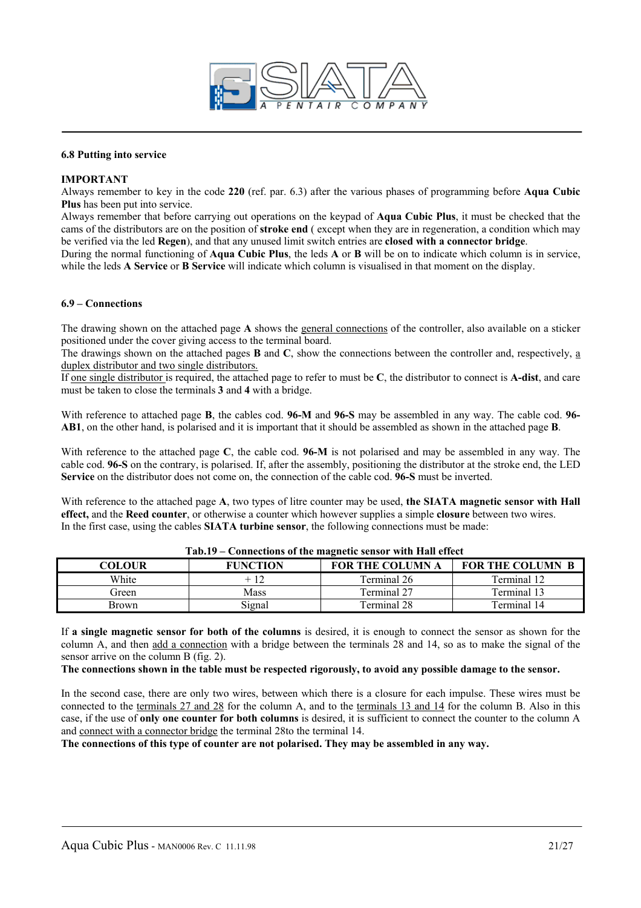### 6.8 Putting into service

**IMPORTANT**

Always remember to key in the code **220** (ref. par. 6.3) after the various phases of programming before **Aqua Cubic Plus** has been put into service.

Always remember that before carrying out operations on the keypad of **Aqua Cubic Plus**, it must be checked that the cams of the distributors are on the position of **stroke end** ( except when they are in regeneration, a condition which may be verified via the led **Regen**), and that any unused limit switch entries are **closed with a connector bridge**.

During the normal functioning of **Aqua Cubic Plus**, the leds **A** or **B** will be on to indicate which column is in service, while the leds **A Service** or **B Service** will indicate which column is visualised in that moment on the display.

### 6.9 – Connections

The drawing shown on the attached page **A** shows the general connections of the controller, also available on a sticker positioned under the cover giving access to the terminal board.

The drawings shown on the attached pages **B** and **C**, show the connections between the controller and, respectively, a duplex distributor and two single distributors.

If one single distributor is required, the attached page to refer to must be **C**, the distributor to connect is **A-dist**, and care must be taken to close the terminals **3** and **4** with a bridge.

With reference to attached page **B**, the cables cod. **96-M** and **96-S** may be assembled in any way. The cable cod. **96-AB1**, on the other hand, is polarised and it is important that it should be assembled as shown in the attached page **B**.

With reference to the attached page **C**, the cable cod. **96-M** is not polarised and may be assembled in any way. The cable cod. **96-S** on the contrary, is polarised. If, after the assembly, positioning the distributor at the stroke end, the LED **Service** on the distributor does not come on, the connection of the cable cod. **96-S** must be inverted.

With reference to the attached page **A**, two types of litre counter may be used, **the SIATA magnetic sensor with Hall effect,** and the **Reed counter**, or otherwise a counter which however supplies a simple **closure** between two wires.

In the first case, using the cables **SIATA turbine sensor**, the following connections must be made:

**Tab.19 – Connections of the magnetic sensor with Hall effect**

| COLOUR | FUNCTION | FOR THE COLUMN A | FOR THE COLUMN B |
|---|---|---|---|
| White | + 12 | Terminal 26 | Terminal 12 |
| Green | Mass | Terminal 27 | Terminal 13 |
| Brown | Signal | Terminal 28 | Terminal 14 |

If **a single magnetic sensor for both of the columns** is desired, it is enough to connect the sensor as shown for the column A, and then add a connection with a bridge between the terminals 28 and 14, so as to make the signal of the sensor arrive on the column B (fig. 2).

**The connections shown in the table must be respected rigorously, to avoid any possible damage to the sensor.**

In the second case, there are only two wires, between which there is a closure for each impulse. These wires must be connected to the terminals 27 and 28 for the column A, and to the terminals 13 and 14 for the column B. Also in this case, if the use of **only one counter for both columns** is desired, it is sufficient to connect the counter to the column A and connect with a connector bridge the terminal 28to the terminal 14.

**The connections of this type of counter are not polarised. They may be assembled in any way.**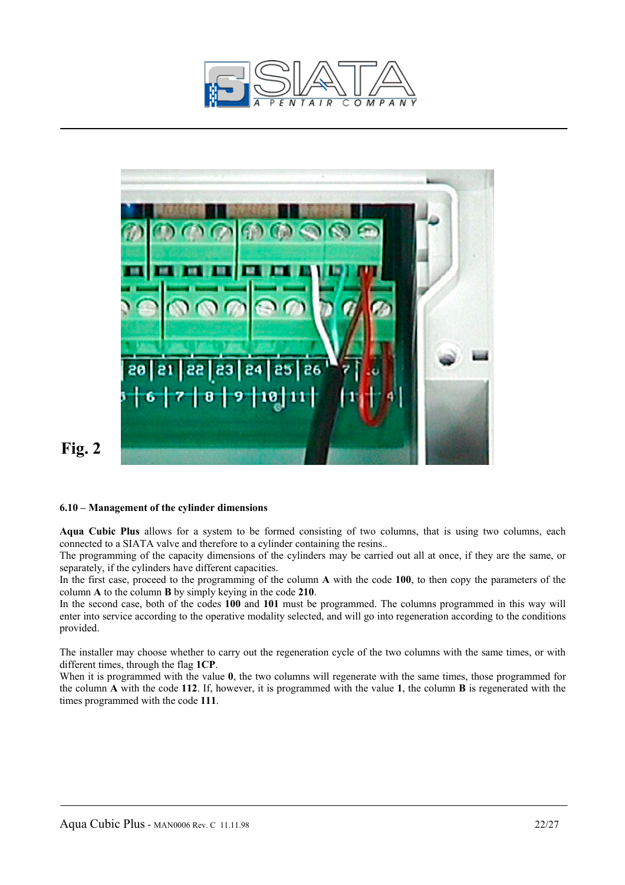Fig. 2

### 6.10 – Management of the cylinder dimensions

**Aqua Cubic Plus** allows for a system to be formed consisting of two columns, that is using two columns, each connected to a SIATA valve and therefore to a cylinder containing the resins..
The programming of the capacity dimensions of the cylinders may be carried out all at once, if they are the same, or separately, if the cylinders have different capacities.
In the first case, proceed to the programming of the column **A** with the code **100**, to then copy the parameters of the column **A** to the column **B** by simply keying in the code **210**.
In the second case, both of the codes **100** and **101** must be programmed. The columns programmed in this way will enter into service according to the operative modality selected, and will go into regeneration according to the conditions provided.

The installer may choose whether to carry out the regeneration cycle of the two columns with the same times, or with different times, through the flag **1CP**.
When it is programmed with the value **0**, the two columns will regenerate with the same times, those programmed for the column **A** with the code **112**. If, however, it is programmed with the value **1**, the column **B** is regenerated with the times programmed with the code **111**.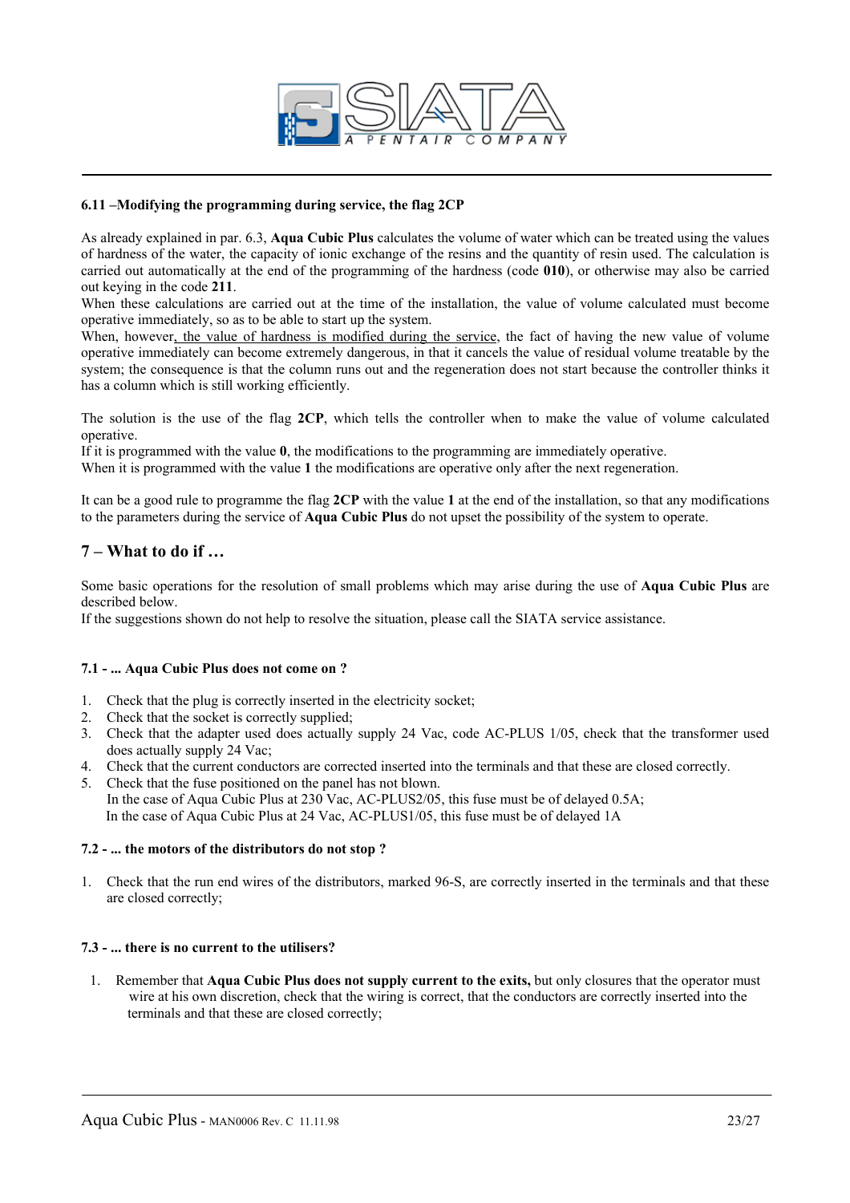#### 6.11 –Modifying the programming during service, the flag 2CP

As already explained in par. 6.3, **Aqua Cubic Plus** calculates the volume of water which can be treated using the values of hardness of the water, the capacity of ionic exchange of the resins and the quantity of resin used. The calculation is carried out automatically at the end of the programming of the hardness (code **010**), or otherwise may also be carried out keying in the code **211**.
When these calculations are carried out at the time of the installation, the value of volume calculated must become operative immediately, so as to be able to start up the system.
When, however, the value of hardness is modified during the service, the fact of having the new value of volume operative immediately can become extremely dangerous, in that it cancels the value of residual volume treatable by the system; the consequence is that the column runs out and the regeneration does not start because the controller thinks it has a column which is still working efficiently.

The solution is the use of the flag **2CP**, which tells the controller when to make the value of volume calculated operative.
If it is programmed with the value **0**, the modifications to the programming are immediately operative.
When it is programmed with the value **1** the modifications are operative only after the next regeneration.

It can be a good rule to programme the flag **2CP** with the value **1** at the end of the installation, so that any modifications to the parameters during the service of **Aqua Cubic Plus** do not upset the possibility of the system to operate.

## 7 – What to do if …

Some basic operations for the resolution of small problems which may arise during the use of **Aqua Cubic Plus** are described below.
If the suggestions shown do not help to resolve the situation, please call the SIATA service assistance.

#### 7.1 - ... Aqua Cubic Plus does not come on ?

1. Check that the plug is correctly inserted in the electricity socket;
2. Check that the socket is correctly supplied;
3. Check that the adapter used does actually supply 24 Vac, code AC-PLUS 1/05, check that the transformer used does actually supply 24 Vac;
4. Check that the current conductors are corrected inserted into the terminals and that these are closed correctly.
5. Check that the fuse positioned on the panel has not blown.
   In the case of Aqua Cubic Plus at 230 Vac, AC-PLUS2/05, this fuse must be of delayed 0.5A;
   In the case of Aqua Cubic Plus at 24 Vac, AC-PLUS1/05, this fuse must be of delayed 1A

#### 7.2 - ... the motors of the distributors do not stop ?

1. Check that the run end wires of the distributors, marked 96-S, are correctly inserted in the terminals and that these are closed correctly;

#### 7.3 - ... there is no current to the utilisers?

1. Remember that **Aqua Cubic Plus does not supply current to the exits,** but only closures that the operator must wire at his own discretion, check that the wiring is correct, that the conductors are correctly inserted into the terminals and that these are closed correctly;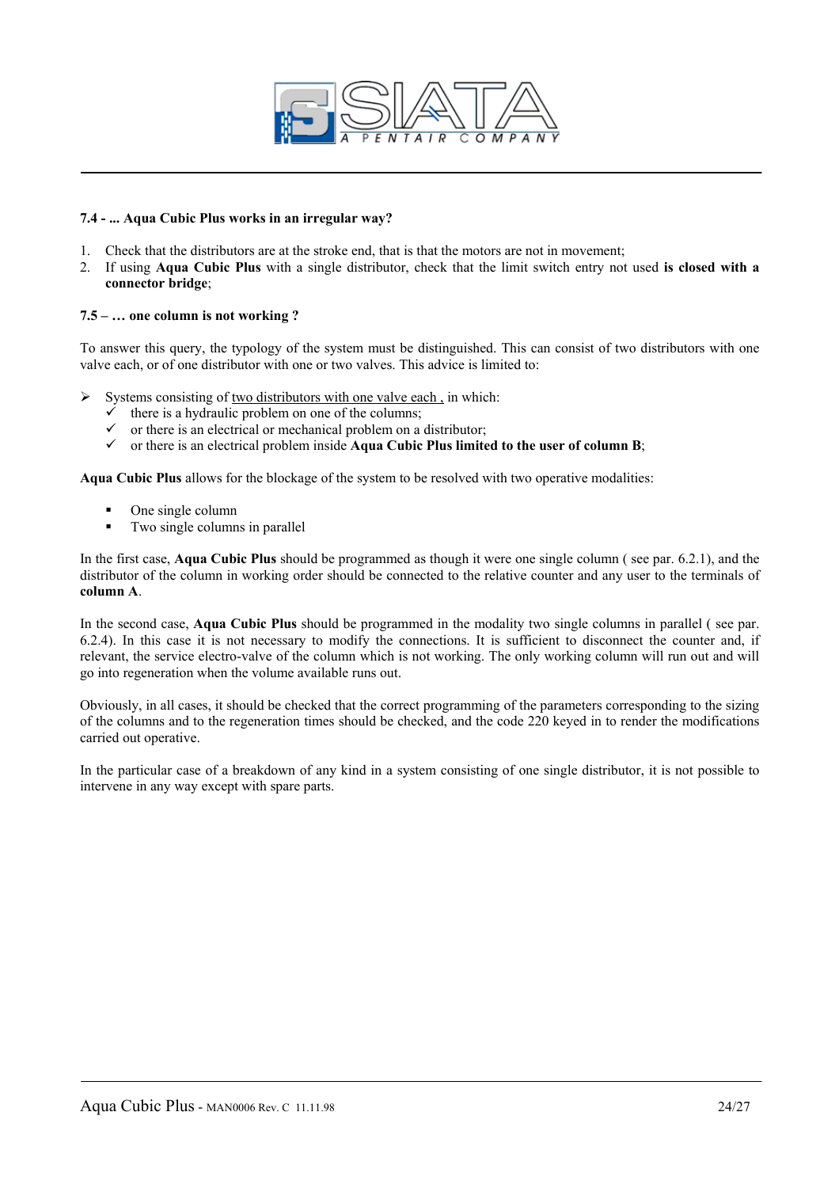**7.4 - ... Aqua Cubic Plus works in an irregular way?**

1. Check that the distributors are at the stroke end, that is that the motors are not in movement;
2. If using **Aqua Cubic Plus** with a single distributor, check that the limit switch entry not used **is closed with a connector bridge**;

**7.5 – … one column is not working ?**

To answer this query, the typology of the system must be distinguished. This can consist of two distributors with one valve each, or of one distributor with one or two valves. This advice is limited to:

- Systems consisting of <u>two distributors with one valve each ,</u> in which:
  - ✓ there is a hydraulic problem on one of the columns;
  - ✓ or there is an electrical or mechanical problem on a distributor;
  - ✓ or there is an electrical problem inside **Aqua Cubic Plus limited to the user of column B**;

**Aqua Cubic Plus** allows for the blockage of the system to be resolved with two operative modalities:

- One single column
- Two single columns in parallel

In the first case, **Aqua Cubic Plus** should be programmed as though it were one single column ( see par. 6.2.1), and the distributor of the column in working order should be connected to the relative counter and any user to the terminals of **column A**.

In the second case, **Aqua Cubic Plus** should be programmed in the modality two single columns in parallel ( see par. 6.2.4). In this case it is not necessary to modify the connections. It is sufficient to disconnect the counter and, if relevant, the service electro-valve of the column which is not working. The only working column will run out and will go into regeneration when the volume available runs out.

Obviously, in all cases, it should be checked that the correct programming of the parameters corresponding to the sizing of the columns and to the regeneration times should be checked, and the code 220 keyed in to render the modifications carried out operative.

In the particular case of a breakdown of any kind in a system consisting of one single distributor, it is not possible to intervene in any way except with spare parts.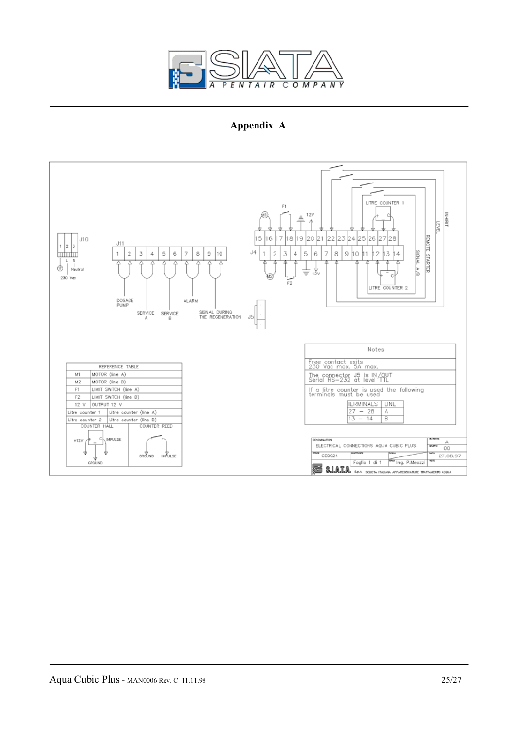# Appendix A

J10

1 2 3

L N

Neutral

230 Vac

J11

1 2 3 4 5 6 7 8 9 10

DOSAGE PUMP

SERVICE A

SERVICE B

ALARM

SIGNAL DURING THE REGENERATION

J5

J4

15 16 17 18 19 20 21 22 23 24 25 26 27 28

1 2 3 4 5 6 7 8 9 10 11 12 13 14

M1

M2

F1

F2

12V

LITRE COUNTER 1

LITRE COUNTER 2

INHIBIT

LEVEL

REMOTE STARTER

SIGNAL A/B

| REFERENCE TABLE | |
|---|---|
| M1 | MOTOR (line A) |
| M2 | MOTOR (line B) |
| F1 | LIMIT SWITCH (line A) |
| F2 | LIMIT SWITCH (line B) |
| 12 V | OUTPUT 12 V |
| Litre counter 1 | Litre counter (line A) |
| Litre counter 2 | Litre counter (line B) |
| COUNTER HALL | COUNTER REED |

+12V IMPULSE GROUND

GROUND IMPULSE

**Notes**

Free contact exits
230 Vac max. 5A max.

The connector J5 is IN/OUT
Serial RS-232 at level TTL

If a litre counter is used the following terminals must be used

| TERMINALS | LINE |
|---|---|
| 27 – 28 | A |
| 13 – 14 | B |

| DENOMINATION | | REVISIONE |
|---|---|---|
| ELECTRICAL CONNECTIONS AQUA CUBIC PLUS | | A |
| | | GRUPPO 00 |
| CE0024 | | DATA 27.08.97 |
| Foglio 1 di 1 | Ing. P.Meozzi | |

SIATA S.p.A SOCIETA ITALIANA APPARECCHIATURE TRATTAMENTO ACQUA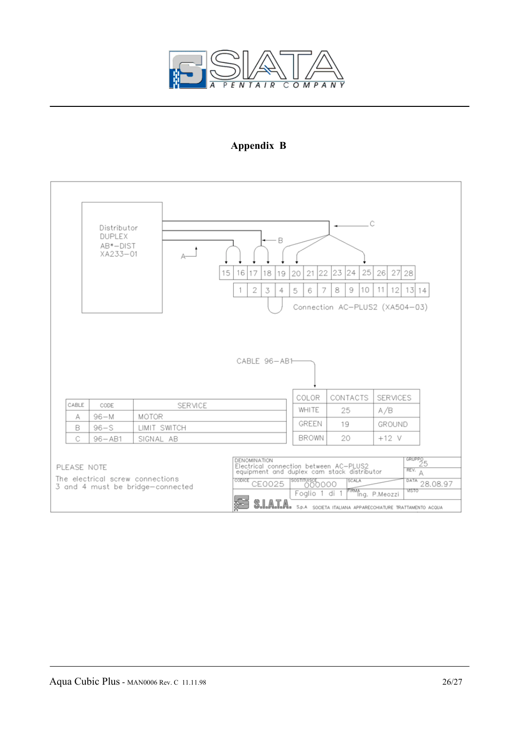## Appendix B

Distributor DUPLEX AB*–DIST XA233–01

A, B, C

15 16 17 18 19 20 21 22 23 24 25 26 27 28

1 2 3 4 5 6 7 8 9 10 11 12 13 14

Connection AC–PLUS2 (XA504–03)

CABLE 96–AB1

| COLOR | CONTACTS | SERVICES |
|---|---|---|
| WHITE | 25 | A/B |
| GREEN | 19 | GROUND |
| BROWN | 20 | +12 V |

| CABLE | CODE | SERVICE |
|---|---|---|
| A | 96–M | MOTOR |
| B | 96–S | LIMIT SWITCH |
| C | 96–AB1 | SIGNAL AB |

PLEASE NOTE

The electrical screw connections 3 and 4 must be bridge–connected

| DENOMINATION | GRUPPO |
|---|---|
| Electrical connection between AC–PLUS2 equipment and duplex cam stack distributor | 25 |
| | REV. A |

| CODICE | SOSTITUISCE | SCALA | DATA |
|---|---|---|---|
| CE0025 | 000000 | | 28.08.97 |
| | Foglio 1 di 1 | FIRMA Ing. P.Meozzi | VISTO |

S.I.A.T.A. S.p.A SOCIETA ITALIANA APPARECCHIATURE TRATTAMENTO ACQUA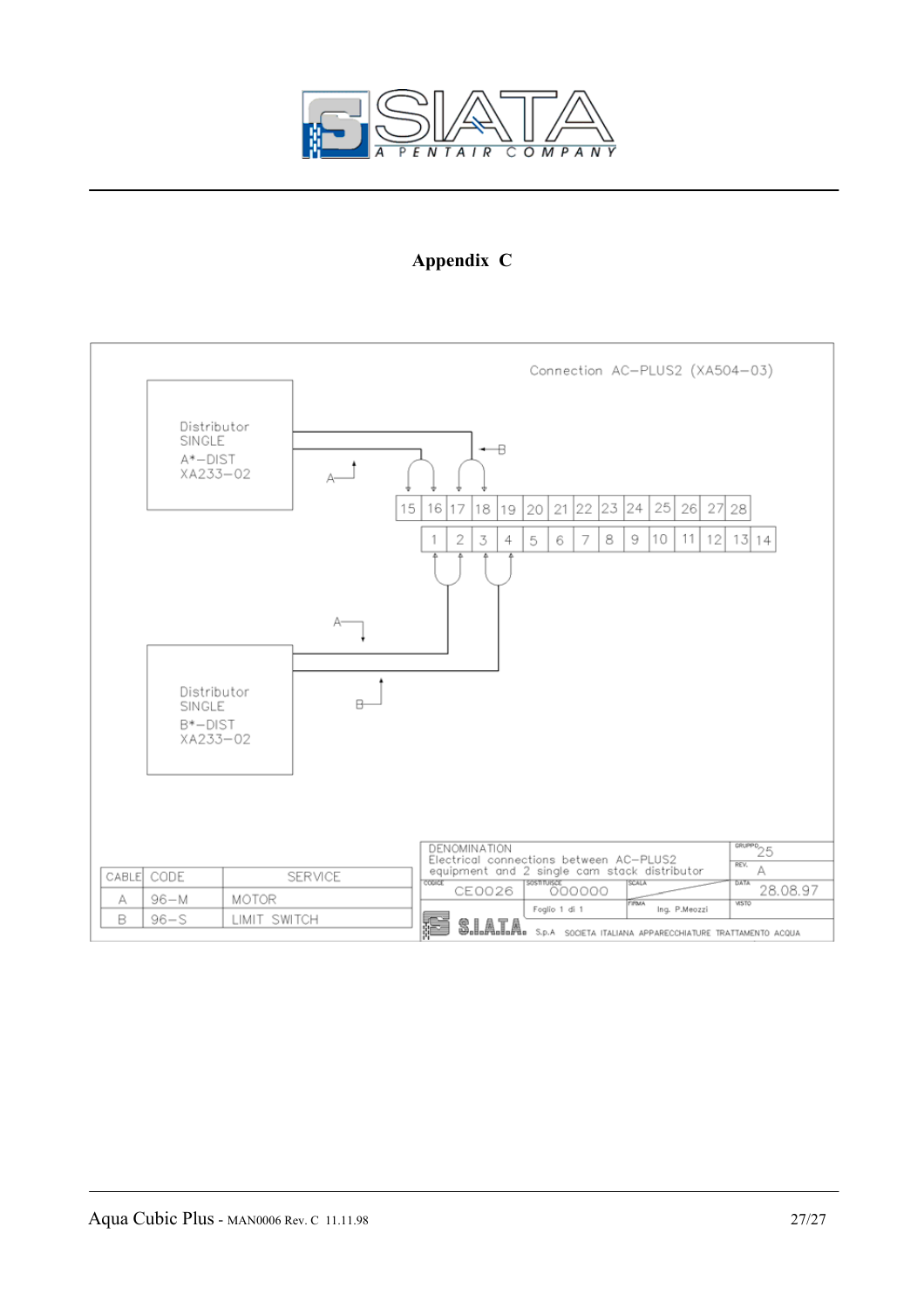# Appendix C

Connection AC–PLUS2 (XA504–03)

Distributor
SINGLE
A*–DIST
XA233–02

A

B

15 16 17 18 19 20 21 22 23 24 25 26 27 28

1 2 3 4 5 6 7 8 9 10 11 12 13 14

A

Distributor
SINGLE
B*–DIST
XA233–02

B

| CABLE | CODE | SERVICE |
|---|---|---|
| A | 96–M | MOTOR |
| B | 96–S | LIMIT SWITCH |

DENOMINATION
Electrical connections between AC–PLUS2 equipment and 2 single cam stack distributor

GRUPPO 25

REV. A

CODICE CE0026

SOSTITUISCE 000000

SCALA

DATA 28.08.97

Foglio 1 di 1

FIRMA Ing. P.Meozzi

VISTO

S.I.A.T.A. S.p.A SOCIETA ITALIANA APPARECCHIATURE TRATTAMENTO ACQUA